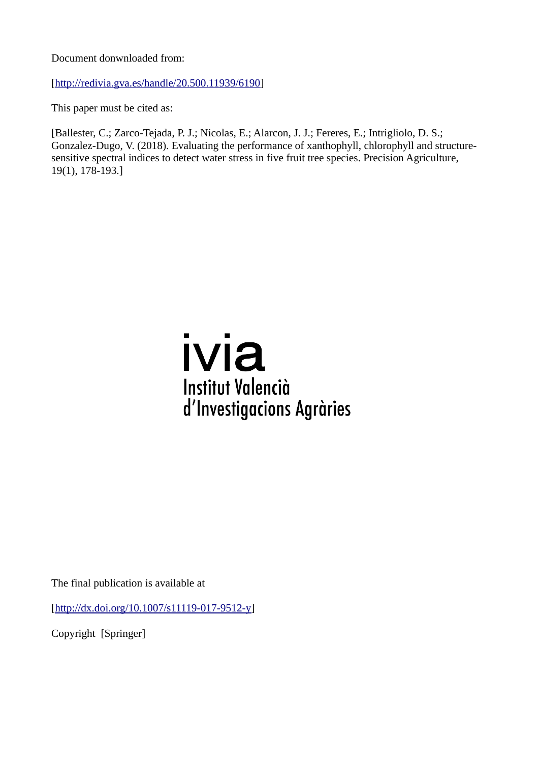Document donwnloaded from:

[http://redivia.gva.es/handle/20.500.11939/6190]

This paper must be cited as:

[Ballester, C.; Zarco-Tejada, P. J.; Nicolas, E.; Alarcon, J. J.; Fereres, E.; Intrigliolo, D. S.; Gonzalez-Dugo, V. (2018). Evaluating the performance of xanthophyll, chlorophyll and structure-sensitive spectral indices to detect water stress in five fruit tree species. Precision Agriculture, 19(1), 178-193.]

ivia
Institut Valencià
d'Investigacions Agràries

The final publication is available at

[http://dx.doi.org/10.1007/s11119-017-9512-y]

Copyright [Springer]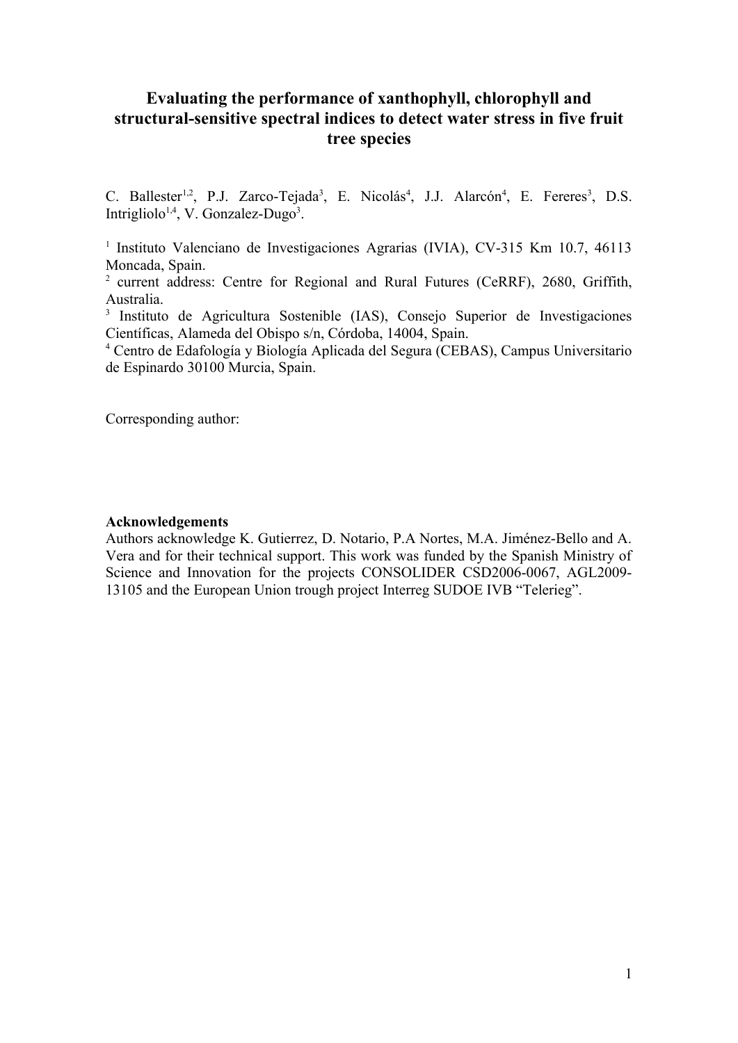# Evaluating the performance of xanthophyll, chlorophyll and structural-sensitive spectral indices to detect water stress in five fruit tree species

C. Ballester[1,2], P.J. Zarco-Tejada[3], E. Nicolás[4], J.J. Alarcón[4], E. Fereres[3], D.S. Intrigliolo[1,4], V. Gonzalez-Dugo[3].

[1] Instituto Valenciano de Investigaciones Agrarias (IVIA), CV-315 Km 10.7, 46113 Moncada, Spain.

[2] current address: Centre for Regional and Rural Futures (CeRRF), 2680, Griffith, Australia.

[3] Instituto de Agricultura Sostenible (IAS), Consejo Superior de Investigaciones Científicas, Alameda del Obispo s/n, Córdoba, 14004, Spain.

[4] Centro de Edafología y Biología Aplicada del Segura (CEBAS), Campus Universitario de Espinardo 30100 Murcia, Spain.

Corresponding author:

**Acknowledgements**

Authors acknowledge K. Gutierrez, D. Notario, P.A Nortes, M.A. Jiménez-Bello and A. Vera and for their technical support. This work was funded by the Spanish Ministry of Science and Innovation for the projects CONSOLIDER CSD2006-0067, AGL2009-13105 and the European Union trough project Interreg SUDOE IVB "Telerieg".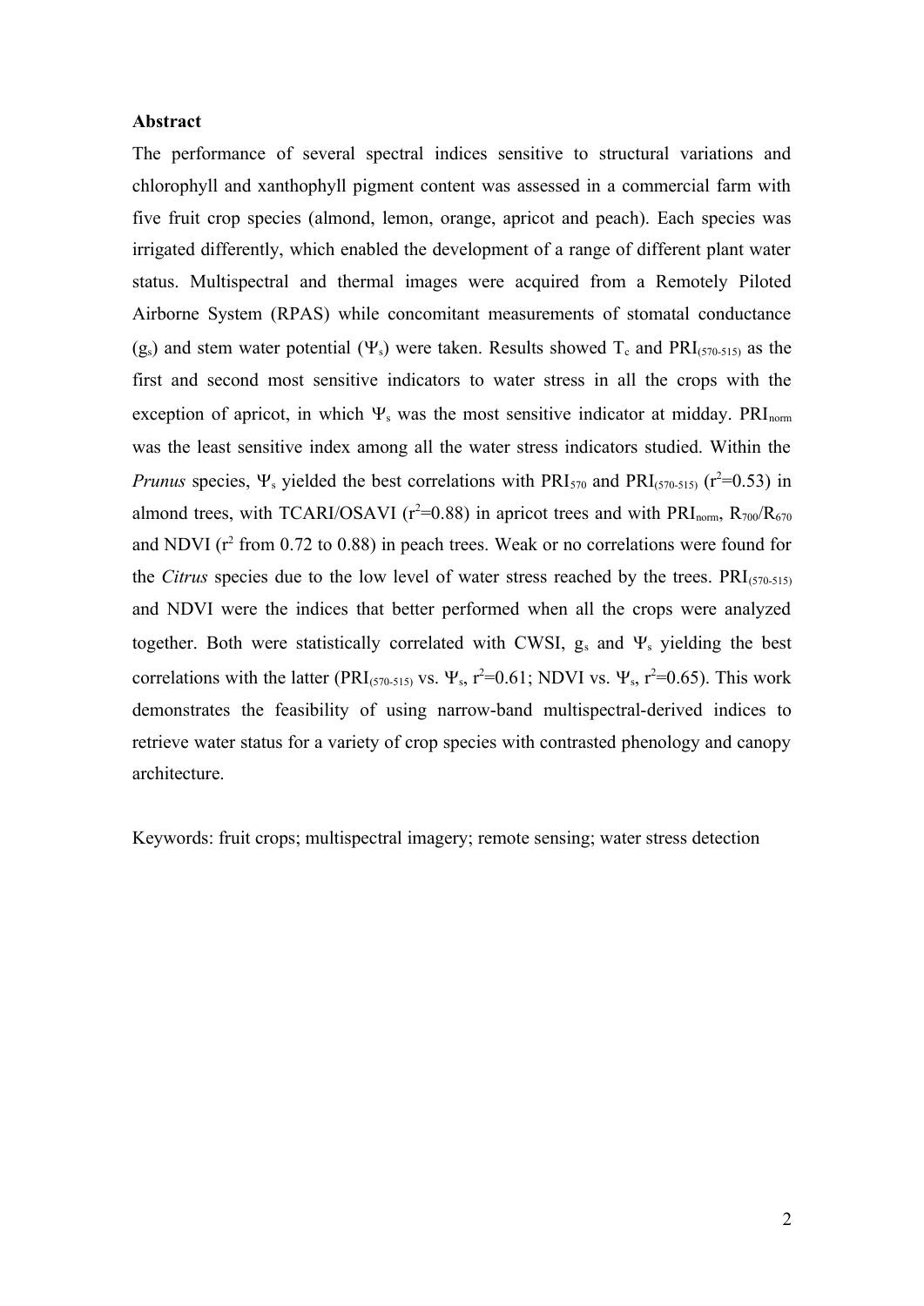**Abstract**

The performance of several spectral indices sensitive to structural variations and chlorophyll and xanthophyll pigment content was assessed in a commercial farm with five fruit crop species (almond, lemon, orange, apricot and peach). Each species was irrigated differently, which enabled the development of a range of different plant water status. Multispectral and thermal images were acquired from a Remotely Piloted Airborne System (RPAS) while concomitant measurements of stomatal conductance ($g_s$) and stem water potential ($\Psi_s$) were taken. Results showed $T_c$ and $PRI_{(570-515)}$ as the first and second most sensitive indicators to water stress in all the crops with the exception of apricot, in which $\Psi_s$ was the most sensitive indicator at midday. $PRI_{norm}$ was the least sensitive index among all the water stress indicators studied. Within the *Prunus* species, $\Psi_s$ yielded the best correlations with $PRI_{570}$ and $PRI_{(570-515)}$ ($r^2$=0.53) in almond trees, with TCARI/OSAVI ($r^2$=0.88) in apricot trees and with $PRI_{norm}$, $R_{700}/R_{670}$ and NDVI ($r^2$ from 0.72 to 0.88) in peach trees. Weak or no correlations were found for the *Citrus* species due to the low level of water stress reached by the trees. $PRI_{(570-515)}$ and NDVI were the indices that better performed when all the crops were analyzed together. Both were statistically correlated with CWSI, $g_s$ and $\Psi_s$ yielding the best correlations with the latter ($PRI_{(570-515)}$ vs. $\Psi_s$, $r^2$=0.61; NDVI vs. $\Psi_s$, $r^2$=0.65). This work demonstrates the feasibility of using narrow-band multispectral-derived indices to retrieve water status for a variety of crop species with contrasted phenology and canopy architecture.

Keywords: fruit crops; multispectral imagery; remote sensing; water stress detection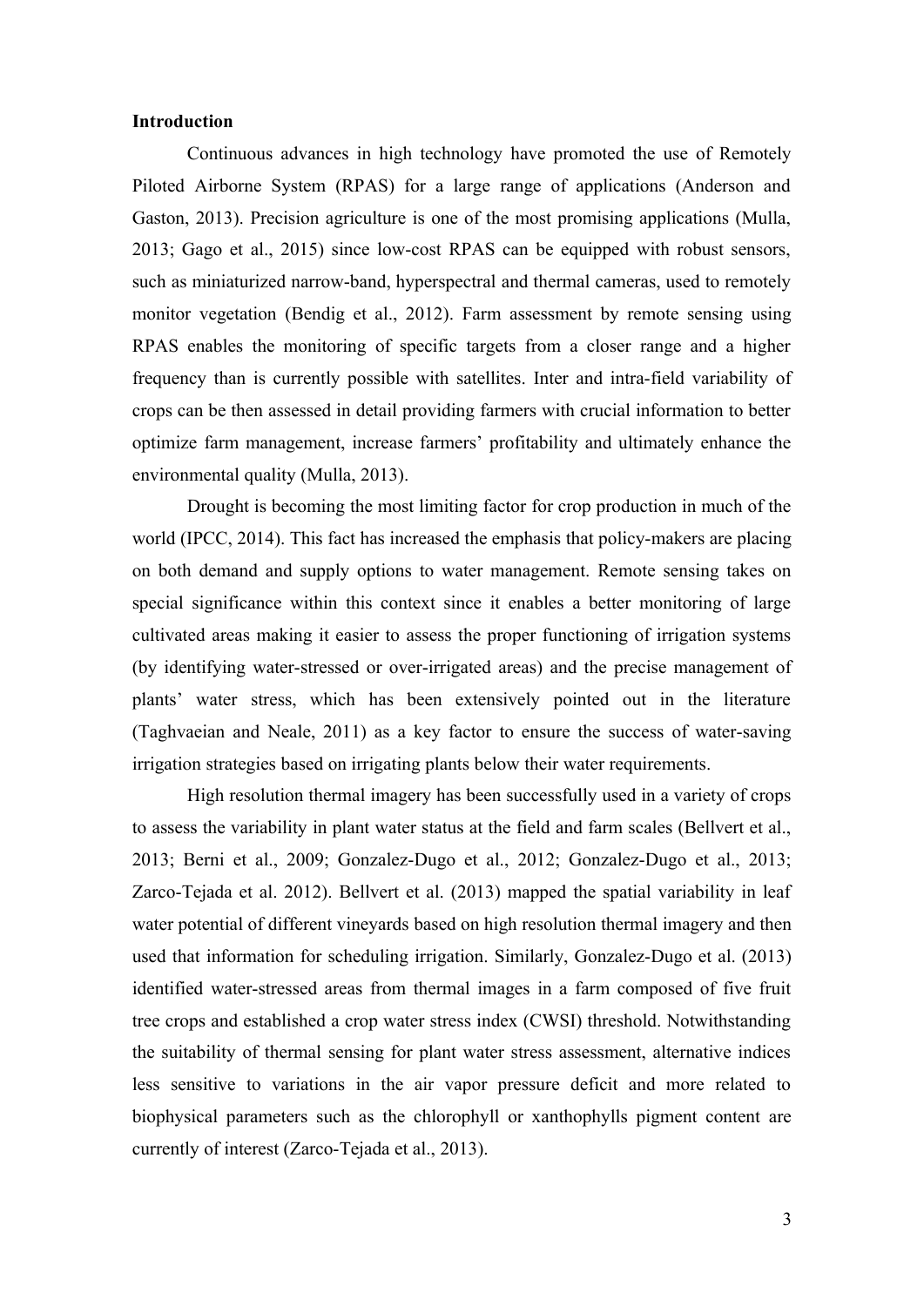## Introduction

Continuous advances in high technology have promoted the use of Remotely Piloted Airborne System (RPAS) for a large range of applications (Anderson and Gaston, 2013). Precision agriculture is one of the most promising applications (Mulla, 2013; Gago et al., 2015) since low-cost RPAS can be equipped with robust sensors, such as miniaturized narrow-band, hyperspectral and thermal cameras, used to remotely monitor vegetation (Bendig et al., 2012). Farm assessment by remote sensing using RPAS enables the monitoring of specific targets from a closer range and a higher frequency than is currently possible with satellites. Inter and intra-field variability of crops can be then assessed in detail providing farmers with crucial information to better optimize farm management, increase farmers' profitability and ultimately enhance the environmental quality (Mulla, 2013).

Drought is becoming the most limiting factor for crop production in much of the world (IPCC, 2014). This fact has increased the emphasis that policy-makers are placing on both demand and supply options to water management. Remote sensing takes on special significance within this context since it enables a better monitoring of large cultivated areas making it easier to assess the proper functioning of irrigation systems (by identifying water-stressed or over-irrigated areas) and the precise management of plants' water stress, which has been extensively pointed out in the literature (Taghvaeian and Neale, 2011) as a key factor to ensure the success of water-saving irrigation strategies based on irrigating plants below their water requirements.

High resolution thermal imagery has been successfully used in a variety of crops to assess the variability in plant water status at the field and farm scales (Bellvert et al., 2013; Berni et al., 2009; Gonzalez-Dugo et al., 2012; Gonzalez-Dugo et al., 2013; Zarco-Tejada et al. 2012). Bellvert et al. (2013) mapped the spatial variability in leaf water potential of different vineyards based on high resolution thermal imagery and then used that information for scheduling irrigation. Similarly, Gonzalez-Dugo et al. (2013) identified water-stressed areas from thermal images in a farm composed of five fruit tree crops and established a crop water stress index (CWSI) threshold. Notwithstanding the suitability of thermal sensing for plant water stress assessment, alternative indices less sensitive to variations in the air vapor pressure deficit and more related to biophysical parameters such as the chlorophyll or xanthophylls pigment content are currently of interest (Zarco-Tejada et al., 2013).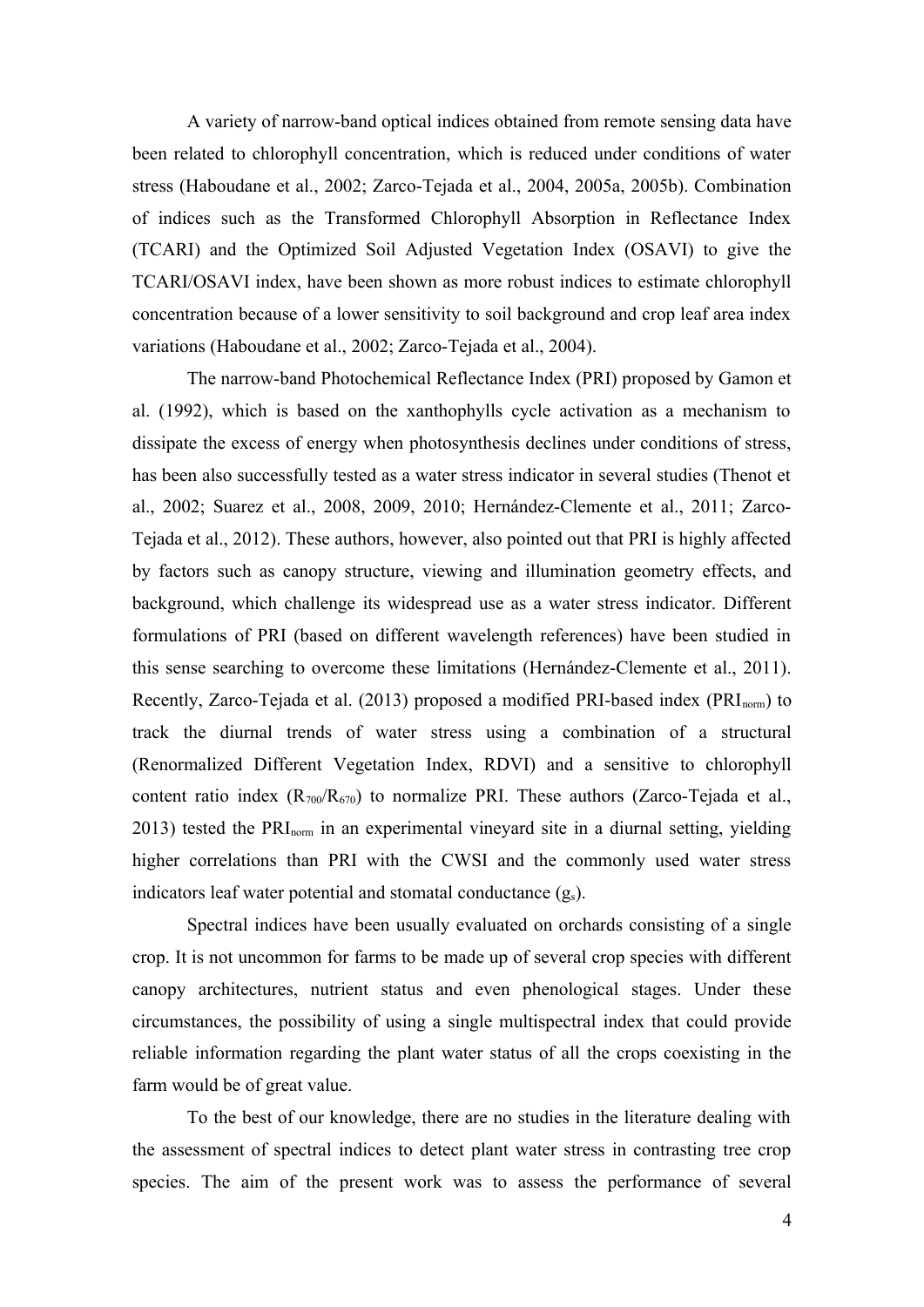A variety of narrow-band optical indices obtained from remote sensing data have been related to chlorophyll concentration, which is reduced under conditions of water stress (Haboudane et al., 2002; Zarco-Tejada et al., 2004, 2005a, 2005b). Combination of indices such as the Transformed Chlorophyll Absorption in Reflectance Index (TCARI) and the Optimized Soil Adjusted Vegetation Index (OSAVI) to give the TCARI/OSAVI index, have been shown as more robust indices to estimate chlorophyll concentration because of a lower sensitivity to soil background and crop leaf area index variations (Haboudane et al., 2002; Zarco-Tejada et al., 2004).

The narrow-band Photochemical Reflectance Index (PRI) proposed by Gamon et al. (1992), which is based on the xanthophylls cycle activation as a mechanism to dissipate the excess of energy when photosynthesis declines under conditions of stress, has been also successfully tested as a water stress indicator in several studies (Thenot et al., 2002; Suarez et al., 2008, 2009, 2010; Hernández-Clemente et al., 2011; Zarco-Tejada et al., 2012). These authors, however, also pointed out that PRI is highly affected by factors such as canopy structure, viewing and illumination geometry effects, and background, which challenge its widespread use as a water stress indicator. Different formulations of PRI (based on different wavelength references) have been studied in this sense searching to overcome these limitations (Hernández-Clemente et al., 2011). Recently, Zarco-Tejada et al. (2013) proposed a modified PRI-based index ($PRI_{norm}$) to track the diurnal trends of water stress using a combination of a structural (Renormalized Different Vegetation Index, RDVI) and a sensitive to chlorophyll content ratio index ($R_{700}/R_{670}$) to normalize PRI. These authors (Zarco-Tejada et al., 2013) tested the $PRI_{norm}$ in an experimental vineyard site in a diurnal setting, yielding higher correlations than PRI with the CWSI and the commonly used water stress indicators leaf water potential and stomatal conductance ($g_s$).

Spectral indices have been usually evaluated on orchards consisting of a single crop. It is not uncommon for farms to be made up of several crop species with different canopy architectures, nutrient status and even phenological stages. Under these circumstances, the possibility of using a single multispectral index that could provide reliable information regarding the plant water status of all the crops coexisting in the farm would be of great value.

To the best of our knowledge, there are no studies in the literature dealing with the assessment of spectral indices to detect plant water stress in contrasting tree crop species. The aim of the present work was to assess the performance of several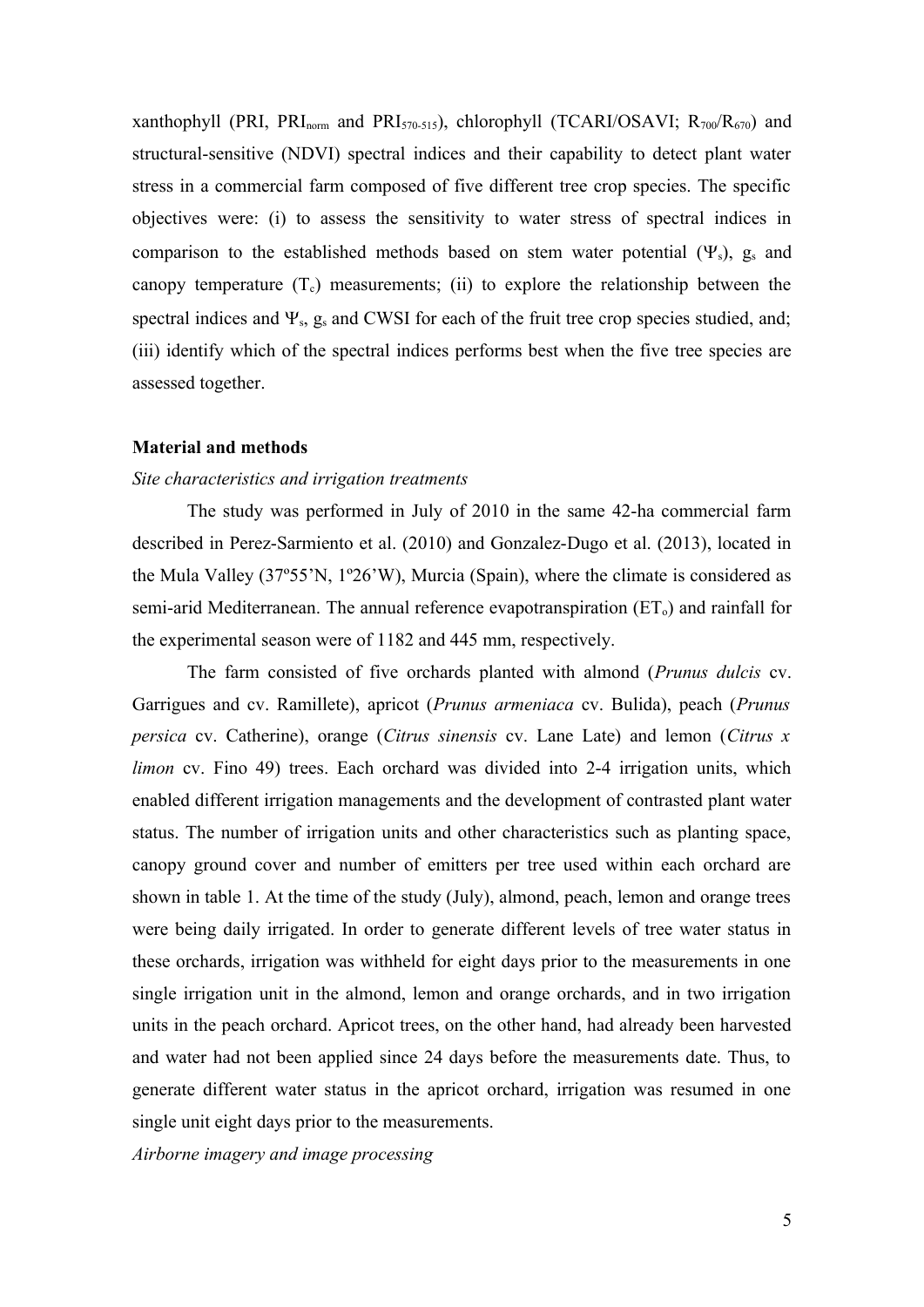xanthophyll (PRI, $PRI_{norm}$ and $PRI_{570-515}$), chlorophyll (TCARI/OSAVI; $R_{700}/R_{670}$) and structural-sensitive (NDVI) spectral indices and their capability to detect plant water stress in a commercial farm composed of five different tree crop species. The specific objectives were: (i) to assess the sensitivity to water stress of spectral indices in comparison to the established methods based on stem water potential ($\Psi_s$), $g_s$ and canopy temperature ($T_c$) measurements; (ii) to explore the relationship between the spectral indices and $\Psi_s$, $g_s$ and CWSI for each of the fruit tree crop species studied, and; (iii) identify which of the spectral indices performs best when the five tree species are assessed together.

## Material and methods

### *Site characteristics and irrigation treatments*

The study was performed in July of 2010 in the same 42-ha commercial farm described in Perez-Sarmiento et al. (2010) and Gonzalez-Dugo et al. (2013), located in the Mula Valley (37º55'N, 1º26'W), Murcia (Spain), where the climate is considered as semi-arid Mediterranean. The annual reference evapotranspiration ($ET_o$) and rainfall for the experimental season were of 1182 and 445 mm, respectively.

The farm consisted of five orchards planted with almond (*Prunus dulcis* cv. Garrigues and cv. Ramillete), apricot (*Prunus armeniaca* cv. Bulida), peach (*Prunus persica* cv. Catherine), orange (*Citrus sinensis* cv. Lane Late) and lemon (*Citrus x limon* cv. Fino 49) trees. Each orchard was divided into 2-4 irrigation units, which enabled different irrigation managements and the development of contrasted plant water status. The number of irrigation units and other characteristics such as planting space, canopy ground cover and number of emitters per tree used within each orchard are shown in table 1. At the time of the study (July), almond, peach, lemon and orange trees were being daily irrigated. In order to generate different levels of tree water status in these orchards, irrigation was withheld for eight days prior to the measurements in one single irrigation unit in the almond, lemon and orange orchards, and in two irrigation units in the peach orchard. Apricot trees, on the other hand, had already been harvested and water had not been applied since 24 days before the measurements date. Thus, to generate different water status in the apricot orchard, irrigation was resumed in one single unit eight days prior to the measurements.

### *Airborne imagery and image processing*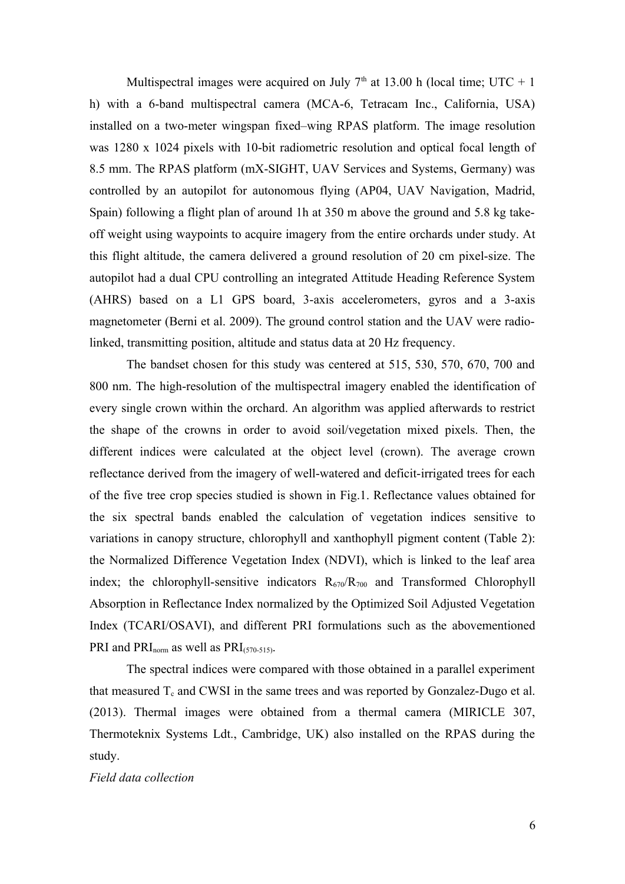Multispectral images were acquired on July 7th at 13.00 h (local time; UTC + 1 h) with a 6-band multispectral camera (MCA-6, Tetracam Inc., California, USA) installed on a two-meter wingspan fixed–wing RPAS platform. The image resolution was 1280 x 1024 pixels with 10-bit radiometric resolution and optical focal length of 8.5 mm. The RPAS platform (mX-SIGHT, UAV Services and Systems, Germany) was controlled by an autopilot for autonomous flying (AP04, UAV Navigation, Madrid, Spain) following a flight plan of around 1h at 350 m above the ground and 5.8 kg take-off weight using waypoints to acquire imagery from the entire orchards under study. At this flight altitude, the camera delivered a ground resolution of 20 cm pixel-size. The autopilot had a dual CPU controlling an integrated Attitude Heading Reference System (AHRS) based on a L1 GPS board, 3-axis accelerometers, gyros and a 3-axis magnetometer (Berni et al. 2009). The ground control station and the UAV were radio-linked, transmitting position, altitude and status data at 20 Hz frequency.

The bandset chosen for this study was centered at 515, 530, 570, 670, 700 and 800 nm. The high-resolution of the multispectral imagery enabled the identification of every single crown within the orchard. An algorithm was applied afterwards to restrict the shape of the crowns in order to avoid soil/vegetation mixed pixels. Then, the different indices were calculated at the object level (crown). The average crown reflectance derived from the imagery of well-watered and deficit-irrigated trees for each of the five tree crop species studied is shown in Fig.1. Reflectance values obtained for the six spectral bands enabled the calculation of vegetation indices sensitive to variations in canopy structure, chlorophyll and xanthophyll pigment content (Table 2): the Normalized Difference Vegetation Index (NDVI), which is linked to the leaf area index; the chlorophyll-sensitive indicators $R_{670}/R_{700}$ and Transformed Chlorophyll Absorption in Reflectance Index normalized by the Optimized Soil Adjusted Vegetation Index (TCARI/OSAVI), and different PRI formulations such as the abovementioned PRI and $PRI_{norm}$ as well as $PRI_{(570-515)}$.

The spectral indices were compared with those obtained in a parallel experiment that measured $T_c$ and CWSI in the same trees and was reported by Gonzalez-Dugo et al. (2013). Thermal images were obtained from a thermal camera (MIRICLE 307, Thermoteknix Systems Ldt., Cambridge, UK) also installed on the RPAS during the study.

*Field data collection*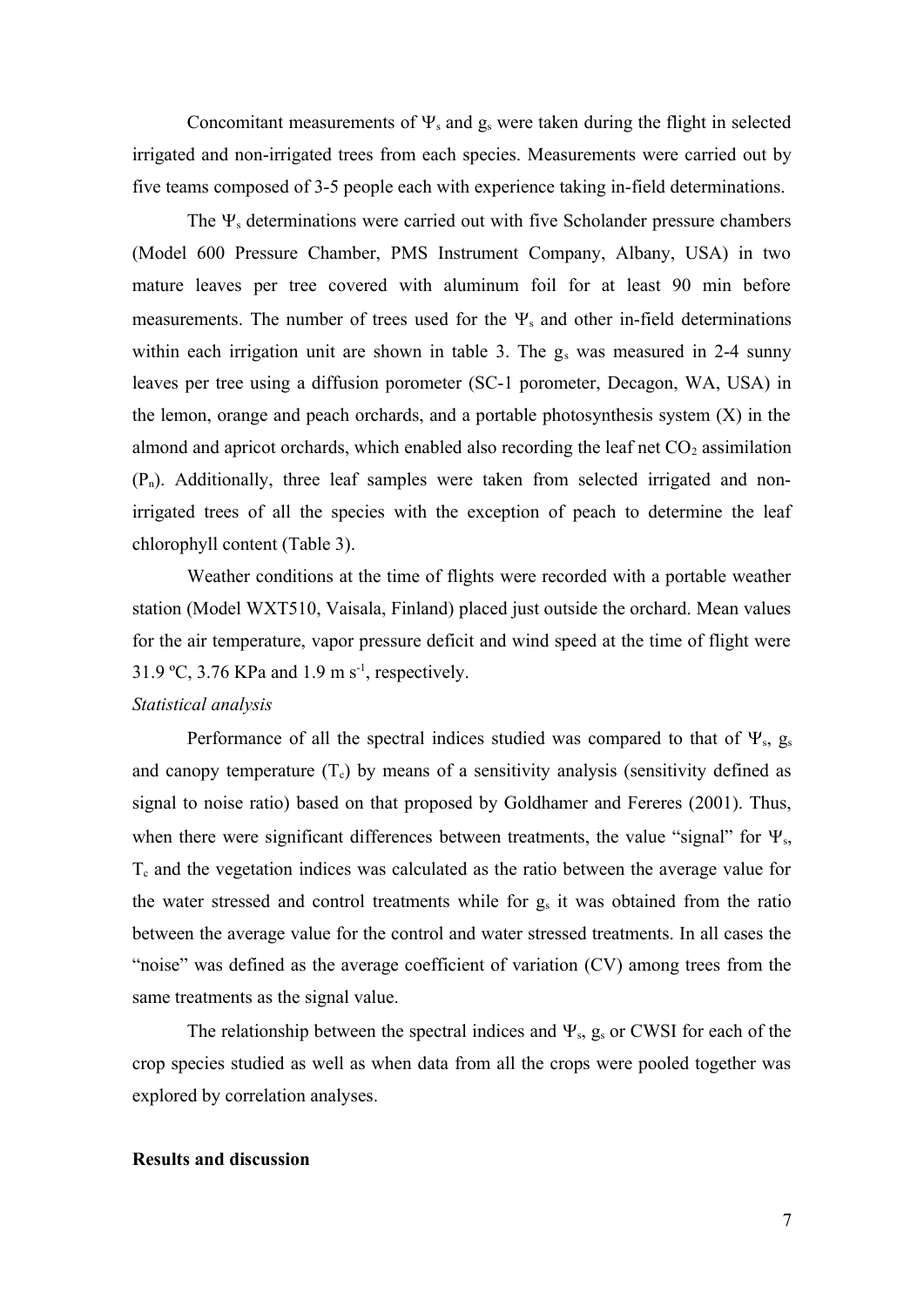Concomitant measurements of $\Psi_s$ and $g_s$ were taken during the flight in selected irrigated and non-irrigated trees from each species. Measurements were carried out by five teams composed of 3-5 people each with experience taking in-field determinations.

The $\Psi_s$ determinations were carried out with five Scholander pressure chambers (Model 600 Pressure Chamber, PMS Instrument Company, Albany, USA) in two mature leaves per tree covered with aluminum foil for at least 90 min before measurements. The number of trees used for the $\Psi_s$ and other in-field determinations within each irrigation unit are shown in table 3. The $g_s$ was measured in 2-4 sunny leaves per tree using a diffusion porometer (SC-1 porometer, Decagon, WA, USA) in the lemon, orange and peach orchards, and a portable photosynthesis system (X) in the almond and apricot orchards, which enabled also recording the leaf net $CO_2$ assimilation ($P_n$). Additionally, three leaf samples were taken from selected irrigated and non-irrigated trees of all the species with the exception of peach to determine the leaf chlorophyll content (Table 3).

Weather conditions at the time of flights were recorded with a portable weather station (Model WXT510, Vaisala, Finland) placed just outside the orchard. Mean values for the air temperature, vapor pressure deficit and wind speed at the time of flight were 31.9 ºC, 3.76 KPa and 1.9 m $s^{-1}$, respectively.

*Statistical analysis*

Performance of all the spectral indices studied was compared to that of $\Psi_s$, $g_s$ and canopy temperature ($T_c$) by means of a sensitivity analysis (sensitivity defined as signal to noise ratio) based on that proposed by Goldhamer and Fereres (2001). Thus, when there were significant differences between treatments, the value "signal" for $\Psi_s$, $T_c$ and the vegetation indices was calculated as the ratio between the average value for the water stressed and control treatments while for $g_s$ it was obtained from the ratio between the average value for the control and water stressed treatments. In all cases the "noise" was defined as the average coefficient of variation (CV) among trees from the same treatments as the signal value.

The relationship between the spectral indices and $\Psi_s$, $g_s$ or CWSI for each of the crop species studied as well as when data from all the crops were pooled together was explored by correlation analyses.

**Results and discussion**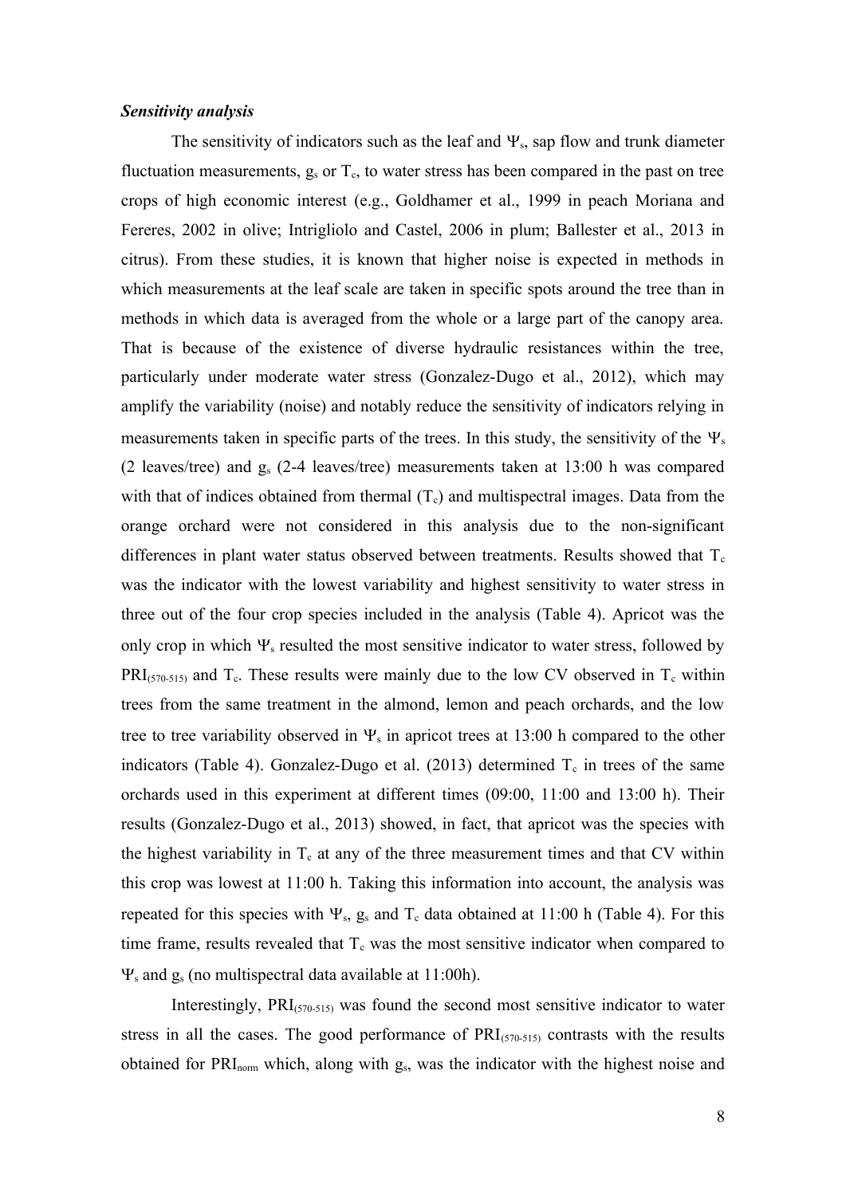### *Sensitivity analysis*

The sensitivity of indicators such as the leaf and $\Psi_s$, sap flow and trunk diameter fluctuation measurements, $g_s$ or $T_c$, to water stress has been compared in the past on tree crops of high economic interest (e.g., Goldhamer et al., 1999 in peach Moriana and Fereres, 2002 in olive; Intrigliolo and Castel, 2006 in plum; Ballester et al., 2013 in citrus). From these studies, it is known that higher noise is expected in methods in which measurements at the leaf scale are taken in specific spots around the tree than in methods in which data is averaged from the whole or a large part of the canopy area. That is because of the existence of diverse hydraulic resistances within the tree, particularly under moderate water stress (Gonzalez-Dugo et al., 2012), which may amplify the variability (noise) and notably reduce the sensitivity of indicators relying in measurements taken in specific parts of the trees. In this study, the sensitivity of the $\Psi_s$ (2 leaves/tree) and $g_s$ (2-4 leaves/tree) measurements taken at 13:00 h was compared with that of indices obtained from thermal ($T_c$) and multispectral images. Data from the orange orchard were not considered in this analysis due to the non-significant differences in plant water status observed between treatments. Results showed that $T_c$ was the indicator with the lowest variability and highest sensitivity to water stress in three out of the four crop species included in the analysis (Table 4). Apricot was the only crop in which $\Psi_s$ resulted the most sensitive indicator to water stress, followed by $PRI_{(570-515)}$ and $T_c$. These results were mainly due to the low CV observed in $T_c$ within trees from the same treatment in the almond, lemon and peach orchards, and the low tree to tree variability observed in $\Psi_s$ in apricot trees at 13:00 h compared to the other indicators (Table 4). Gonzalez-Dugo et al. (2013) determined $T_c$ in trees of the same orchards used in this experiment at different times (09:00, 11:00 and 13:00 h). Their results (Gonzalez-Dugo et al., 2013) showed, in fact, that apricot was the species with the highest variability in $T_c$ at any of the three measurement times and that CV within this crop was lowest at 11:00 h. Taking this information into account, the analysis was repeated for this species with $\Psi_s$, $g_s$ and $T_c$ data obtained at 11:00 h (Table 4). For this time frame, results revealed that $T_c$ was the most sensitive indicator when compared to $\Psi_s$ and $g_s$ (no multispectral data available at 11:00h).

Interestingly, $PRI_{(570-515)}$ was found the second most sensitive indicator to water stress in all the cases. The good performance of $PRI_{(570-515)}$ contrasts with the results obtained for $PRI_{norm}$ which, along with $g_s$, was the indicator with the highest noise and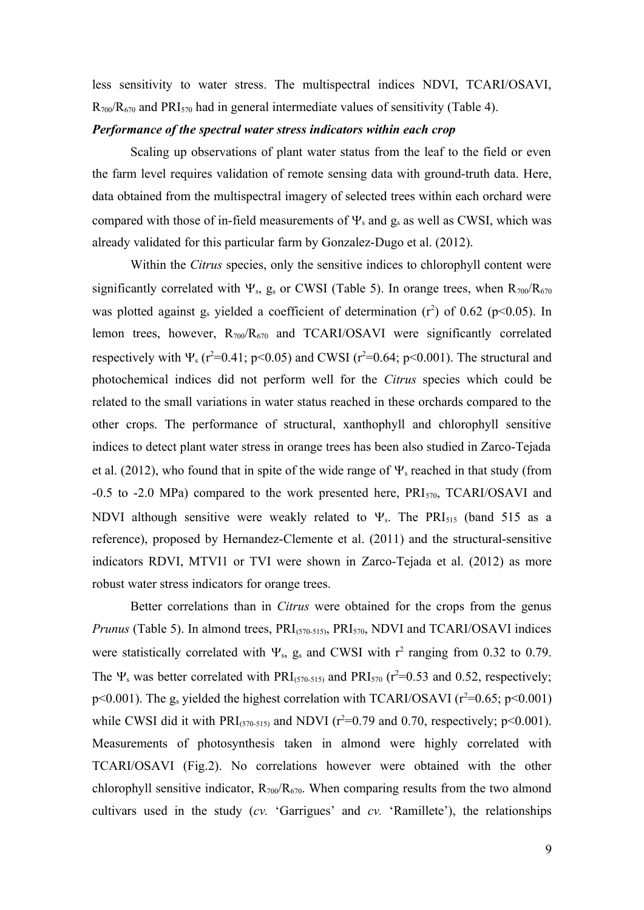less sensitivity to water stress. The multispectral indices NDVI, TCARI/OSAVI, $R_{700}/R_{670}$ and $PRI_{570}$ had in general intermediate values of sensitivity (Table 4).

***Performance of the spectral water stress indicators within each crop***

Scaling up observations of plant water status from the leaf to the field or even the farm level requires validation of remote sensing data with ground-truth data. Here, data obtained from the multispectral imagery of selected trees within each orchard were compared with those of in-field measurements of $\Psi_s$ and $g_s$ as well as CWSI, which was already validated for this particular farm by Gonzalez-Dugo et al. (2012).

Within the *Citrus* species, only the sensitive indices to chlorophyll content were significantly correlated with $\Psi_s$, $g_s$ or CWSI (Table 5). In orange trees, when $R_{700}/R_{670}$ was plotted against $g_s$ yielded a coefficient of determination ($r^2$) of 0.62 ($p<0.05$). In lemon trees, however, $R_{700}/R_{670}$ and TCARI/OSAVI were significantly correlated respectively with $\Psi_s$ ($r^2=0.41$; $p<0.05$) and CWSI ($r^2=0.64$; $p<0.001$). The structural and photochemical indices did not perform well for the *Citrus* species which could be related to the small variations in water status reached in these orchards compared to the other crops. The performance of structural, xanthophyll and chlorophyll sensitive indices to detect plant water stress in orange trees has been also studied in Zarco-Tejada et al. (2012), who found that in spite of the wide range of $\Psi_s$ reached in that study (from -0.5 to -2.0 MPa) compared to the work presented here, $PRI_{570}$, TCARI/OSAVI and NDVI although sensitive were weakly related to $\Psi_s$. The $PRI_{515}$ (band 515 as a reference), proposed by Hernandez-Clemente et al. (2011) and the structural-sensitive indicators RDVI, MTVI1 or TVI were shown in Zarco-Tejada et al. (2012) as more robust water stress indicators for orange trees.

Better correlations than in *Citrus* were obtained for the crops from the genus *Prunus* (Table 5). In almond trees, $PRI_{(570-515)}$, $PRI_{570}$, NDVI and TCARI/OSAVI indices were statistically correlated with $\Psi_s$, $g_s$ and CWSI with $r^2$ ranging from 0.32 to 0.79. The $\Psi_s$ was better correlated with $PRI_{(570-515)}$ and $PRI_{570}$ ($r^2=0.53$ and 0.52, respectively; $p<0.001$). The $g_s$ yielded the highest correlation with TCARI/OSAVI ($r^2=0.65$; $p<0.001$) while CWSI did it with $PRI_{(570-515)}$ and NDVI ($r^2=0.79$ and 0.70, respectively; $p<0.001$). Measurements of photosynthesis taken in almond were highly correlated with TCARI/OSAVI (Fig.2). No correlations however were obtained with the other chlorophyll sensitive indicator, $R_{700}/R_{670}$. When comparing results from the two almond cultivars used in the study (*cv.* 'Garrigues' and *cv.* 'Ramillete'), the relationships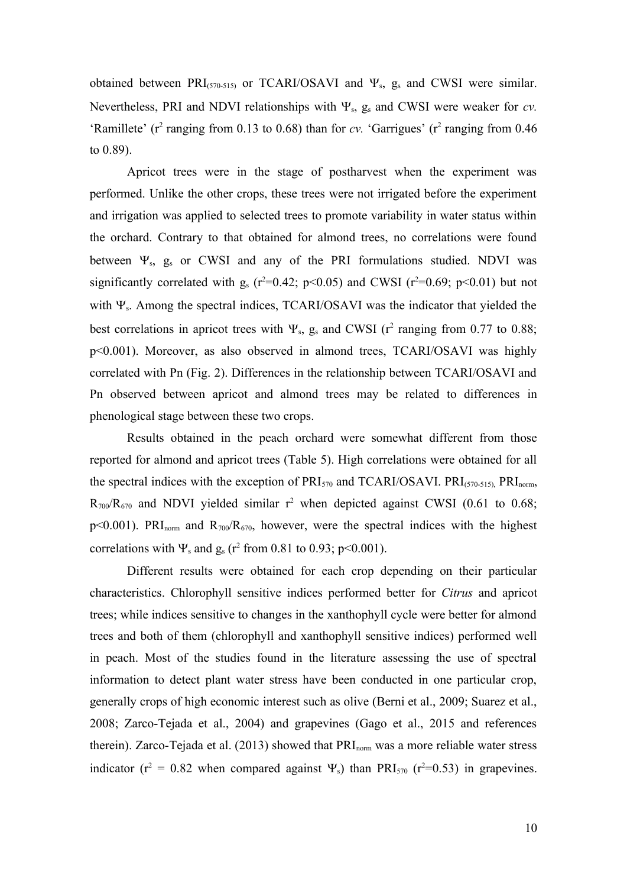obtained between $PRI_{(570-515)}$ or TCARI/OSAVI and $\Psi_s$, $g_s$ and CWSI were similar. Nevertheless, PRI and NDVI relationships with $\Psi_s$, $g_s$ and CWSI were weaker for *cv.* 'Ramillete' ($r^2$ ranging from 0.13 to 0.68) than for *cv.* 'Garrigues' ($r^2$ ranging from 0.46 to 0.89).

Apricot trees were in the stage of postharvest when the experiment was performed. Unlike the other crops, these trees were not irrigated before the experiment and irrigation was applied to selected trees to promote variability in water status within the orchard. Contrary to that obtained for almond trees, no correlations were found between $\Psi_s$, $g_s$ or CWSI and any of the PRI formulations studied. NDVI was significantly correlated with $g_s$ ($r^2$=0.42; $p<0.05$) and CWSI ($r^2$=0.69; $p<0.01$) but not with $\Psi_s$. Among the spectral indices, TCARI/OSAVI was the indicator that yielded the best correlations in apricot trees with $\Psi_s$, $g_s$ and CWSI ($r^2$ ranging from 0.77 to 0.88; $p<0.001$). Moreover, as also observed in almond trees, TCARI/OSAVI was highly correlated with Pn (Fig. 2). Differences in the relationship between TCARI/OSAVI and Pn observed between apricot and almond trees may be related to differences in phenological stage between these two crops.

Results obtained in the peach orchard were somewhat different from those reported for almond and apricot trees (Table 5). High correlations were obtained for all the spectral indices with the exception of $PRI_{570}$ and TCARI/OSAVI. $PRI_{(570-515)}$, $PRI_{norm}$, $R_{700}/R_{670}$ and NDVI yielded similar $r^2$ when depicted against CWSI (0.61 to 0.68; $p<0.001$). $PRI_{norm}$ and $R_{700}/R_{670}$, however, were the spectral indices with the highest correlations with $\Psi_s$ and $g_s$ ($r^2$ from 0.81 to 0.93; $p<0.001$).

Different results were obtained for each crop depending on their particular characteristics. Chlorophyll sensitive indices performed better for *Citrus* and apricot trees; while indices sensitive to changes in the xanthophyll cycle were better for almond trees and both of them (chlorophyll and xanthophyll sensitive indices) performed well in peach. Most of the studies found in the literature assessing the use of spectral information to detect plant water stress have been conducted in one particular crop, generally crops of high economic interest such as olive (Berni et al., 2009; Suarez et al., 2008; Zarco-Tejada et al., 2004) and grapevines (Gago et al., 2015 and references therein). Zarco-Tejada et al. (2013) showed that $PRI_{norm}$ was a more reliable water stress indicator ($r^2$ = 0.82 when compared against $\Psi_s$) than $PRI_{570}$ ($r^2$=0.53) in grapevines.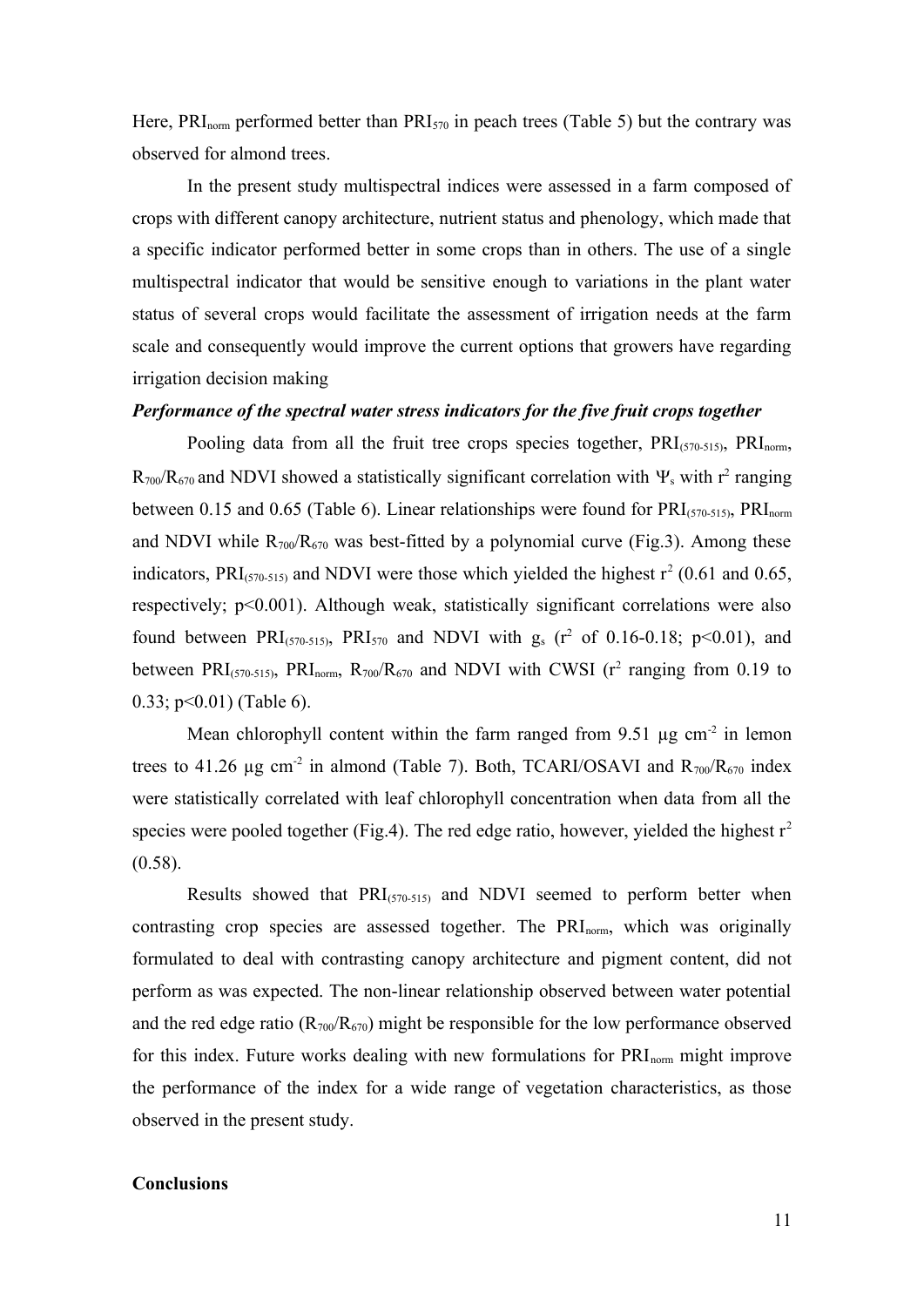Here, $PRI_{norm}$ performed better than $PRI_{570}$ in peach trees (Table 5) but the contrary was observed for almond trees.

In the present study multispectral indices were assessed in a farm composed of crops with different canopy architecture, nutrient status and phenology, which made that a specific indicator performed better in some crops than in others. The use of a single multispectral indicator that would be sensitive enough to variations in the plant water status of several crops would facilitate the assessment of irrigation needs at the farm scale and consequently would improve the current options that growers have regarding irrigation decision making

***Performance of the spectral water stress indicators for the five fruit crops together***

Pooling data from all the fruit tree crops species together, $PRI_{(570\text{-}515)}$, $PRI_{norm}$, $R_{700}/R_{670}$ and NDVI showed a statistically significant correlation with $\Psi_s$ with $r^2$ ranging between 0.15 and 0.65 (Table 6). Linear relationships were found for $PRI_{(570\text{-}515)}$, $PRI_{norm}$ and NDVI while $R_{700}/R_{670}$ was best-fitted by a polynomial curve (Fig.3). Among these indicators, $PRI_{(570\text{-}515)}$ and NDVI were those which yielded the highest $r^2$ (0.61 and 0.65, respectively; $p<0.001$). Although weak, statistically significant correlations were also found between $PRI_{(570\text{-}515)}$, $PRI_{570}$ and NDVI with $g_s$ ($r^2$ of 0.16-0.18; $p<0.01$), and between $PRI_{(570\text{-}515)}$, $PRI_{norm}$, $R_{700}/R_{670}$ and NDVI with CWSI ($r^2$ ranging from 0.19 to 0.33; $p<0.01$) (Table 6).

Mean chlorophyll content within the farm ranged from 9.51 µg cm$^{-2}$ in lemon trees to 41.26 µg cm$^{-2}$ in almond (Table 7). Both, TCARI/OSAVI and $R_{700}/R_{670}$ index were statistically correlated with leaf chlorophyll concentration when data from all the species were pooled together (Fig.4). The red edge ratio, however, yielded the highest $r^2$ (0.58).

Results showed that $PRI_{(570\text{-}515)}$ and NDVI seemed to perform better when contrasting crop species are assessed together. The $PRI_{norm}$, which was originally formulated to deal with contrasting canopy architecture and pigment content, did not perform as was expected. The non-linear relationship observed between water potential and the red edge ratio ($R_{700}/R_{670}$) might be responsible for the low performance observed for this index. Future works dealing with new formulations for $PRI_{norm}$ might improve the performance of the index for a wide range of vegetation characteristics, as those observed in the present study.

**Conclusions**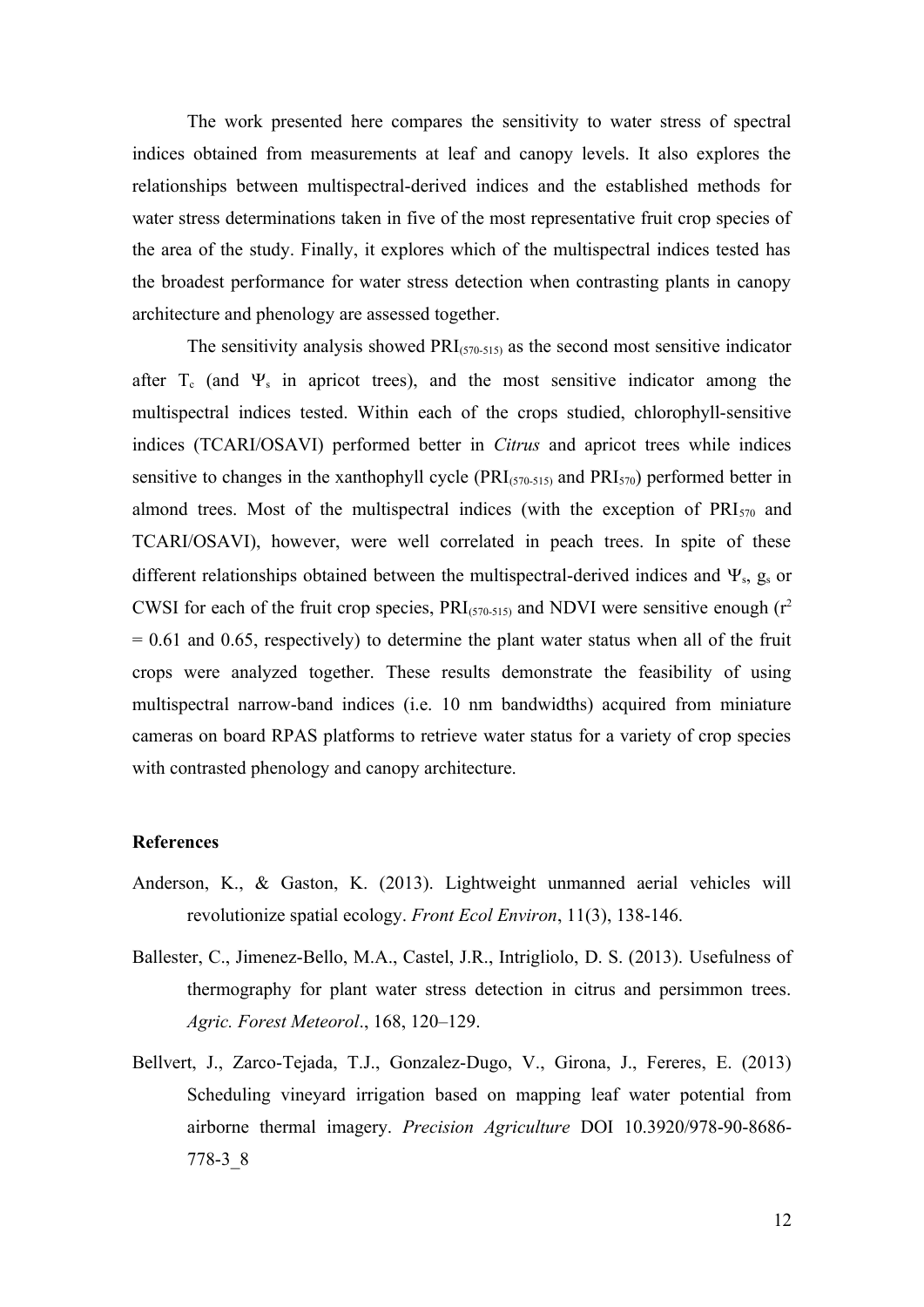The work presented here compares the sensitivity to water stress of spectral indices obtained from measurements at leaf and canopy levels. It also explores the relationships between multispectral-derived indices and the established methods for water stress determinations taken in five of the most representative fruit crop species of the area of the study. Finally, it explores which of the multispectral indices tested has the broadest performance for water stress detection when contrasting plants in canopy architecture and phenology are assessed together.

The sensitivity analysis showed $PRI_{(570-515)}$ as the second most sensitive indicator after $T_c$ (and $\Psi_s$ in apricot trees), and the most sensitive indicator among the multispectral indices tested. Within each of the crops studied, chlorophyll-sensitive indices (TCARI/OSAVI) performed better in *Citrus* and apricot trees while indices sensitive to changes in the xanthophyll cycle ($PRI_{(570-515)}$ and $PRI_{570}$) performed better in almond trees. Most of the multispectral indices (with the exception of $PRI_{570}$ and TCARI/OSAVI), however, were well correlated in peach trees. In spite of these different relationships obtained between the multispectral-derived indices and $\Psi_s$, $g_s$ or CWSI for each of the fruit crop species, $PRI_{(570-515)}$ and NDVI were sensitive enough ($r^2 = 0.61$ and $0.65$, respectively) to determine the plant water status when all of the fruit crops were analyzed together. These results demonstrate the feasibility of using multispectral narrow-band indices (i.e. 10 nm bandwidths) acquired from miniature cameras on board RPAS platforms to retrieve water status for a variety of crop species with contrasted phenology and canopy architecture.

## References

Anderson, K., & Gaston, K. (2013). Lightweight unmanned aerial vehicles will revolutionize spatial ecology. *Front Ecol Environ*, 11(3), 138-146.

Ballester, C., Jimenez-Bello, M.A., Castel, J.R., Intrigliolo, D. S. (2013). Usefulness of thermography for plant water stress detection in citrus and persimmon trees. *Agric. Forest Meteorol*., 168, 120–129.

Bellvert, J., Zarco-Tejada, T.J., Gonzalez-Dugo, V., Girona, J., Fereres, E. (2013) Scheduling vineyard irrigation based on mapping leaf water potential from airborne thermal imagery. *Precision Agriculture* DOI 10.3920/978-90-8686-778-3_8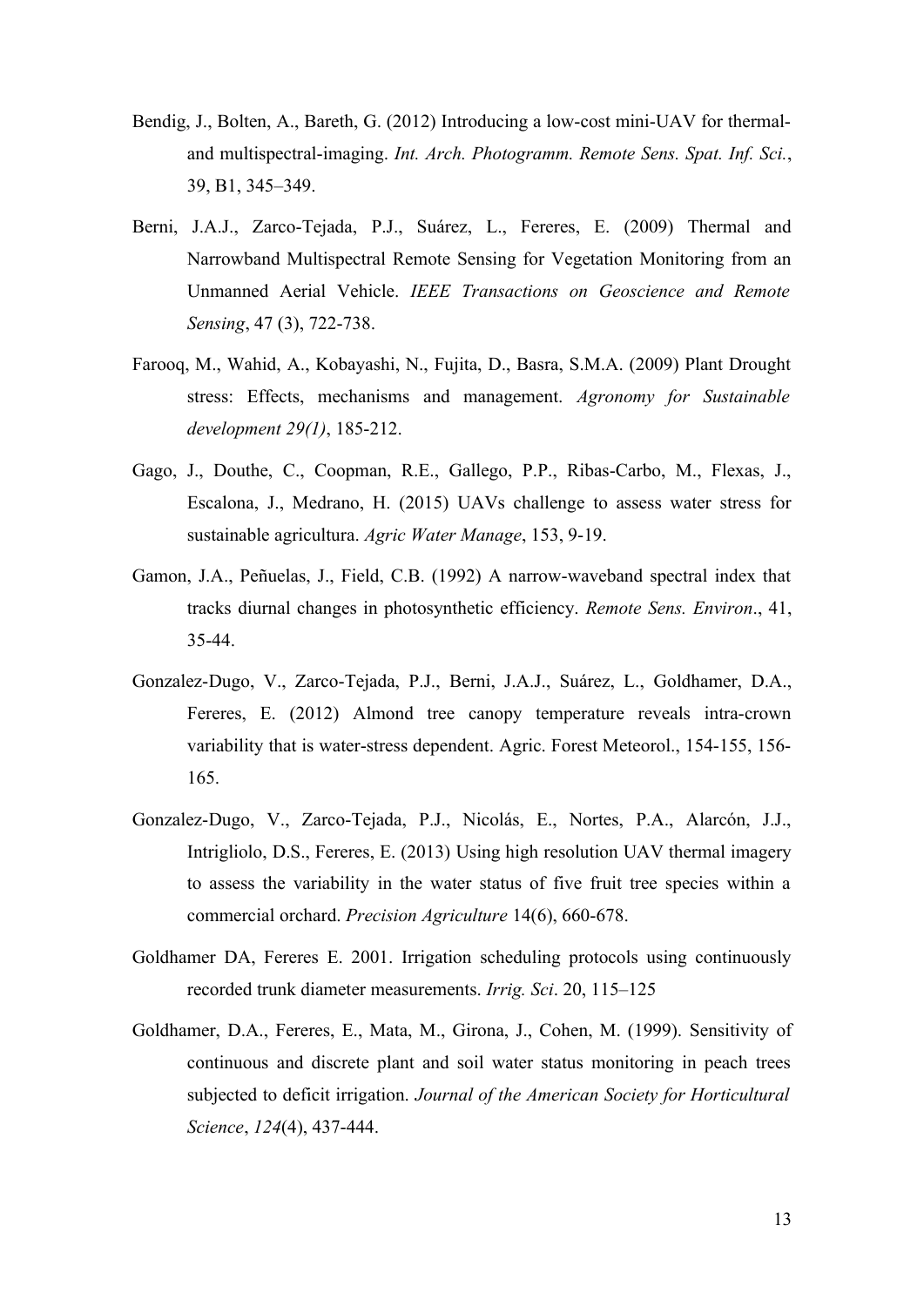Bendig, J., Bolten, A., Bareth, G. (2012) Introducing a low-cost mini-UAV for thermal- and multispectral-imaging. *Int. Arch. Photogramm. Remote Sens. Spat. Inf. Sci.*, 39, B1, 345–349.

Berni, J.A.J., Zarco-Tejada, P.J., Suárez, L., Fereres, E. (2009) Thermal and Narrowband Multispectral Remote Sensing for Vegetation Monitoring from an Unmanned Aerial Vehicle. *IEEE Transactions on Geoscience and Remote Sensing*, 47 (3), 722-738.

Farooq, M., Wahid, A., Kobayashi, N., Fujita, D., Basra, S.M.A. (2009) Plant Drought stress: Effects, mechanisms and management. *Agronomy for Sustainable development 29(1)*, 185-212.

Gago, J., Douthe, C., Coopman, R.E., Gallego, P.P., Ribas-Carbo, M., Flexas, J., Escalona, J., Medrano, H. (2015) UAVs challenge to assess water stress for sustainable agricultura. *Agric Water Manage*, 153, 9-19.

Gamon, J.A., Peñuelas, J., Field, C.B. (1992) A narrow-waveband spectral index that tracks diurnal changes in photosynthetic efficiency. *Remote Sens. Environ*., 41, 35-44.

Gonzalez-Dugo, V., Zarco-Tejada, P.J., Berni, J.A.J., Suárez, L., Goldhamer, D.A., Fereres, E. (2012) Almond tree canopy temperature reveals intra-crown variability that is water-stress dependent. Agric. Forest Meteorol., 154-155, 156-165.

Gonzalez-Dugo, V., Zarco-Tejada, P.J., Nicolás, E., Nortes, P.A., Alarcón, J.J., Intrigliolo, D.S., Fereres, E. (2013) Using high resolution UAV thermal imagery to assess the variability in the water status of five fruit tree species within a commercial orchard. *Precision Agriculture* 14(6), 660-678.

Goldhamer DA, Fereres E. 2001. Irrigation scheduling protocols using continuously recorded trunk diameter measurements. *Irrig. Sci*. 20, 115–125

Goldhamer, D.A., Fereres, E., Mata, M., Girona, J., Cohen, M. (1999). Sensitivity of continuous and discrete plant and soil water status monitoring in peach trees subjected to deficit irrigation. *Journal of the American Society for Horticultural Science*, *124*(4), 437-444.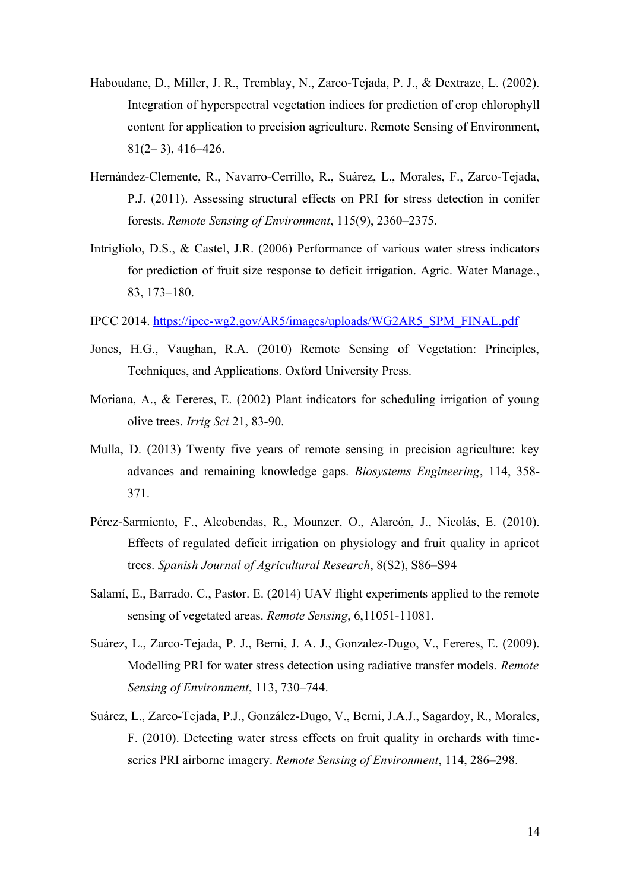Haboudane, D., Miller, J. R., Tremblay, N., Zarco-Tejada, P. J., & Dextraze, L. (2002). Integration of hyperspectral vegetation indices for prediction of crop chlorophyll content for application to precision agriculture. Remote Sensing of Environment, 81(2– 3), 416–426.

Hernández-Clemente, R., Navarro-Cerrillo, R., Suárez, L., Morales, F., Zarco-Tejada, P.J. (2011). Assessing structural effects on PRI for stress detection in conifer forests. *Remote Sensing of Environment*, 115(9), 2360–2375.

Intrigliolo, D.S., & Castel, J.R. (2006) Performance of various water stress indicators for prediction of fruit size response to deficit irrigation. Agric. Water Manage., 83, 173–180.

IPCC 2014. https://ipcc-wg2.gov/AR5/images/uploads/WG2AR5_SPM_FINAL.pdf

Jones, H.G., Vaughan, R.A. (2010) Remote Sensing of Vegetation: Principles, Techniques, and Applications. Oxford University Press.

Moriana, A., & Fereres, E. (2002) Plant indicators for scheduling irrigation of young olive trees. *Irrig Sci* 21, 83-90.

Mulla, D. (2013) Twenty five years of remote sensing in precision agriculture: key advances and remaining knowledge gaps. *Biosystems Engineering*, 114, 358-371.

Pérez-Sarmiento, F., Alcobendas, R., Mounzer, O., Alarcón, J., Nicolás, E. (2010). Effects of regulated deficit irrigation on physiology and fruit quality in apricot trees. *Spanish Journal of Agricultural Research*, 8(S2), S86–S94

Salamí, E., Barrado. C., Pastor. E. (2014) UAV flight experiments applied to the remote sensing of vegetated areas. *Remote Sensing*, 6,11051-11081.

Suárez, L., Zarco-Tejada, P. J., Berni, J. A. J., Gonzalez-Dugo, V., Fereres, E. (2009). Modelling PRI for water stress detection using radiative transfer models. *Remote Sensing of Environment*, 113, 730–744.

Suárez, L., Zarco-Tejada, P.J., González-Dugo, V., Berni, J.A.J., Sagardoy, R., Morales, F. (2010). Detecting water stress effects on fruit quality in orchards with time-series PRI airborne imagery. *Remote Sensing of Environment*, 114, 286–298.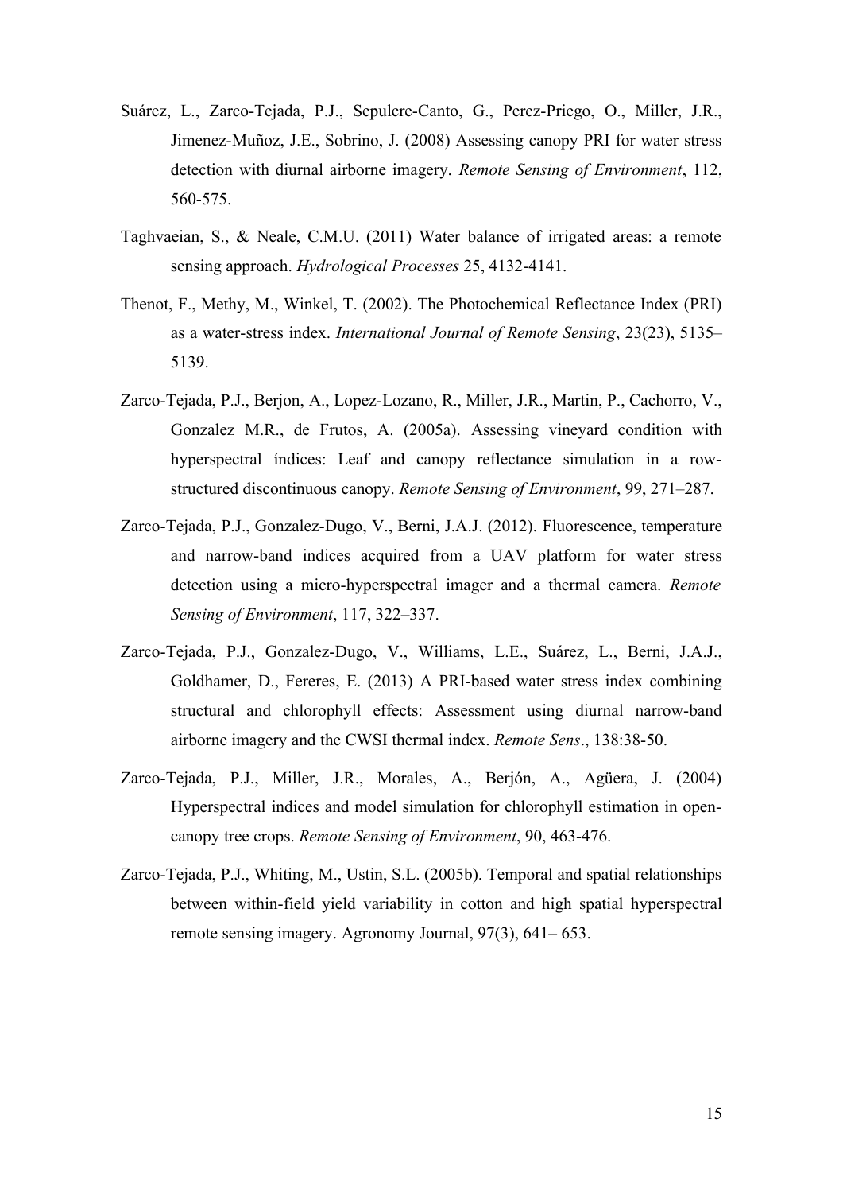Suárez, L., Zarco-Tejada, P.J., Sepulcre-Canto, G., Perez-Priego, O., Miller, J.R., Jimenez-Muñoz, J.E., Sobrino, J. (2008) Assessing canopy PRI for water stress detection with diurnal airborne imagery. *Remote Sensing of Environment*, 112, 560-575.

Taghvaeian, S., & Neale, C.M.U. (2011) Water balance of irrigated areas: a remote sensing approach. *Hydrological Processes* 25, 4132-4141.

Thenot, F., Methy, M., Winkel, T. (2002). The Photochemical Reflectance Index (PRI) as a water-stress index. *International Journal of Remote Sensing*, 23(23), 5135–5139.

Zarco-Tejada, P.J., Berjon, A., Lopez-Lozano, R., Miller, J.R., Martin, P., Cachorro, V., Gonzalez M.R., de Frutos, A. (2005a). Assessing vineyard condition with hyperspectral índices: Leaf and canopy reflectance simulation in a row-structured discontinuous canopy. *Remote Sensing of Environment*, 99, 271–287.

Zarco-Tejada, P.J., Gonzalez-Dugo, V., Berni, J.A.J. (2012). Fluorescence, temperature and narrow-band indices acquired from a UAV platform for water stress detection using a micro-hyperspectral imager and a thermal camera. *Remote Sensing of Environment*, 117, 322–337.

Zarco-Tejada, P.J., Gonzalez-Dugo, V., Williams, L.E., Suárez, L., Berni, J.A.J., Goldhamer, D., Fereres, E. (2013) A PRI-based water stress index combining structural and chlorophyll effects: Assessment using diurnal narrow-band airborne imagery and the CWSI thermal index. *Remote Sens*., 138:38-50.

Zarco-Tejada, P.J., Miller, J.R., Morales, A., Berjón, A., Agüera, J. (2004) Hyperspectral indices and model simulation for chlorophyll estimation in open-canopy tree crops. *Remote Sensing of Environment*, 90, 463-476.

Zarco-Tejada, P.J., Whiting, M., Ustin, S.L. (2005b). Temporal and spatial relationships between within-field yield variability in cotton and high spatial hyperspectral remote sensing imagery. Agronomy Journal, 97(3), 641– 653.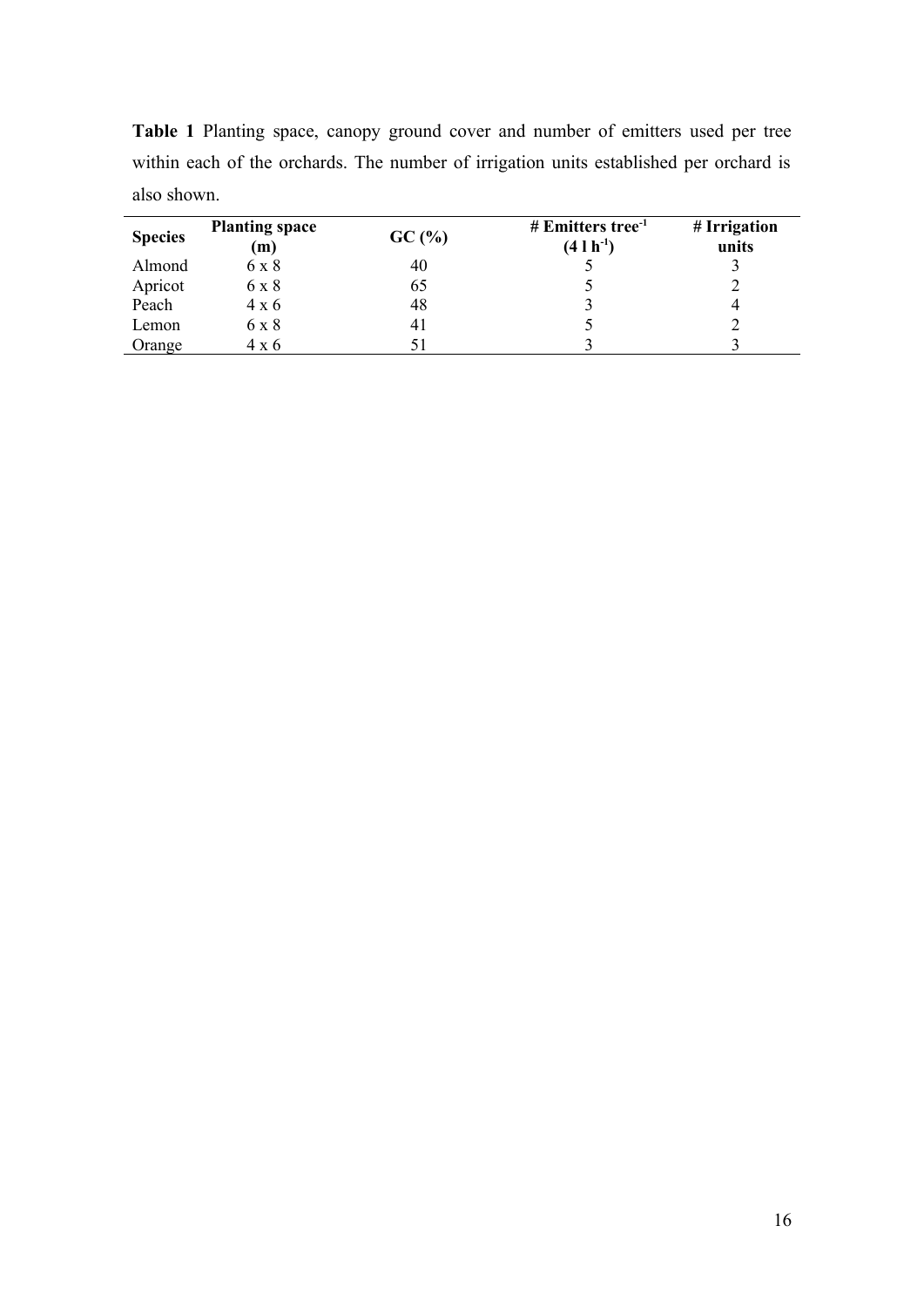**Table 1** Planting space, canopy ground cover and number of emitters used per tree within each of the orchards. The number of irrigation units established per orchard is also shown.

| Species | Planting space (m) | GC (%) | # Emitters tree$^{-1}$ (4 l h$^{-1}$) | # Irrigation units |
|---|---|---|---|---|
| Almond | 6 x 8 | 40 | 5 | 3 |
| Apricot | 6 x 8 | 65 | 5 | 2 |
| Peach | 4 x 6 | 48 | 3 | 4 |
| Lemon | 6 x 8 | 41 | 5 | 2 |
| Orange | 4 x 6 | 51 | 3 | 3 |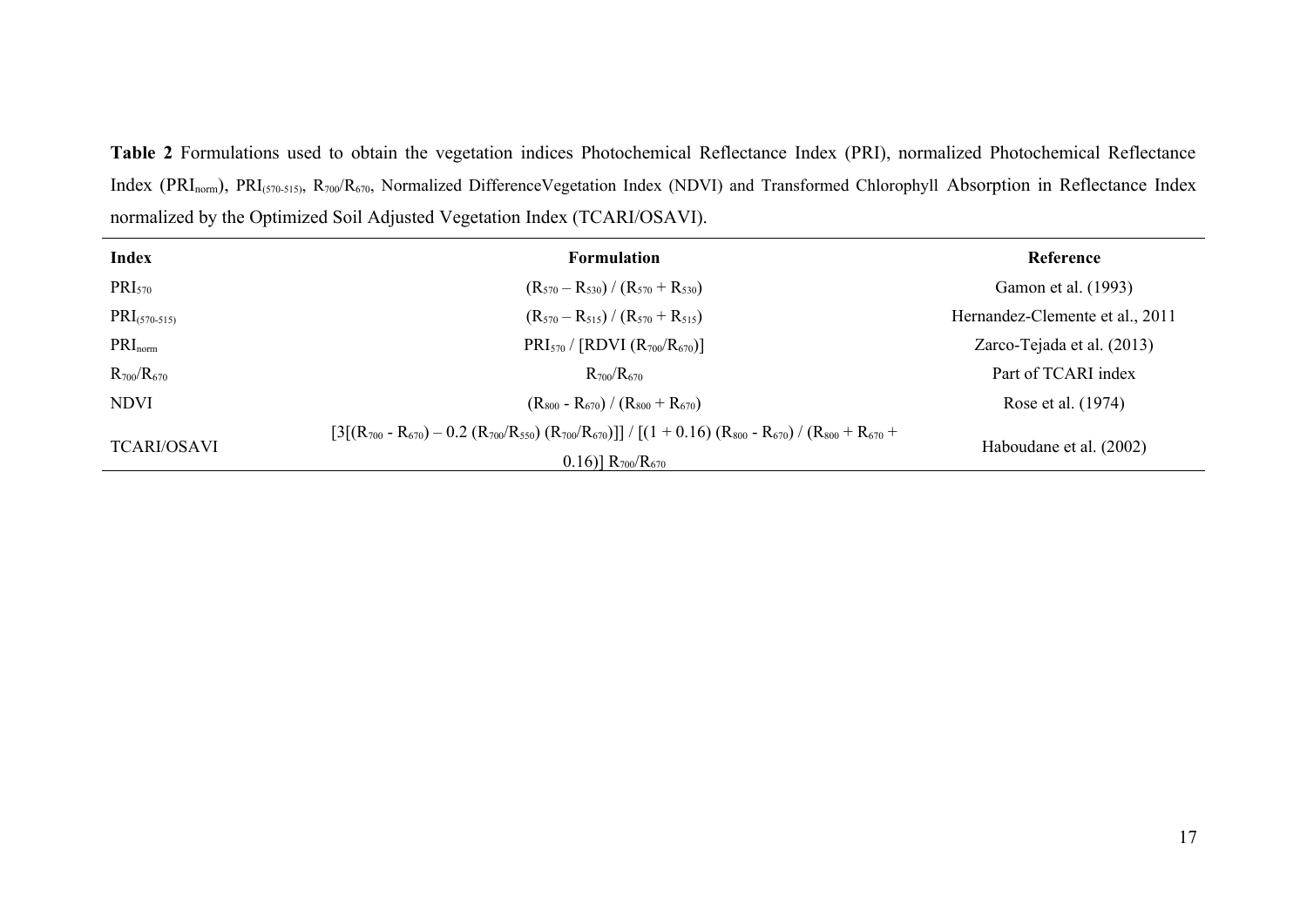**Table 2** Formulations used to obtain the vegetation indices Photochemical Reflectance Index (PRI), normalized Photochemical Reflectance Index ($PRI_{norm}$), $PRI_{(570\text{-}515)}$, $R_{700}/R_{670}$, Normalized DifferenceVegetation Index (NDVI) and Transformed Chlorophyll Absorption in Reflectance Index normalized by the Optimized Soil Adjusted Vegetation Index (TCARI/OSAVI).

| Index | Formulation | Reference |
|---|---|---|
| $PRI_{570}$ | $(R_{570} – R_{530}) / (R_{570} + R_{530})$ | Gamon et al. (1993) |
| $PRI_{(570\text{-}515)}$ | $(R_{570} – R_{515}) / (R_{570} + R_{515})$ | Hernandez-Clemente et al., 2011 |
| $PRI_{norm}$ | $PRI_{570} / [RDVI (R_{700}/R_{670})]$ | Zarco-Tejada et al. (2013) |
| $R_{700}/R_{670}$ | $R_{700}/R_{670}$ | Part of TCARI index |
| NDVI | $(R_{800} - R_{670}) / (R_{800} + R_{670})$ | Rose et al. (1974) |
| TCARI/OSAVI | $[3[(R_{700} - R_{670}) – 0.2 (R_{700}/R_{550}) (R_{700}/R_{670})]] / [(1 + 0.16) (R_{800} - R_{670}) / (R_{800} + R_{670} + 0.16)] R_{700}/R_{670}$ | Haboudane et al. (2002) |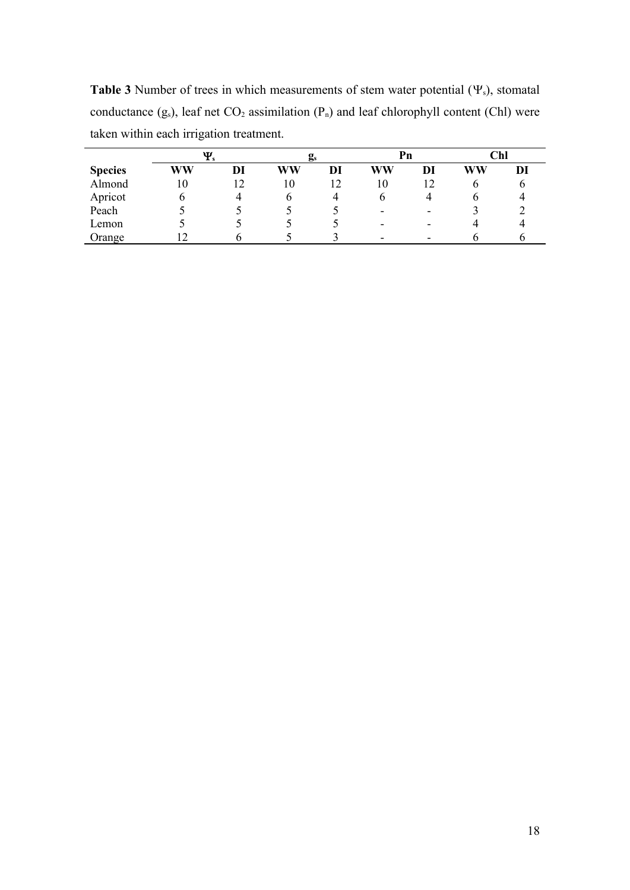**Table 3** Number of trees in which measurements of stem water potential ($\Psi_s$), stomatal conductance ($g_s$), leaf net $CO_2$ assimilation ($P_n$) and leaf chlorophyll content (Chl) were taken within each irrigation treatment.

| | $\Psi_s$ | | $g_s$ | | Pn | | Chl | |
|---|---|---|---|---|---|---|---|---|
| **Species** | **WW** | **DI** | **WW** | **DI** | **WW** | **DI** | **WW** | **DI** |
| Almond | 10 | 12 | 10 | 12 | 10 | 12 | 6 | 6 |
| Apricot | 6 | 4 | 6 | 4 | 6 | 4 | 6 | 4 |
| Peach | 5 | 5 | 5 | 5 | - | - | 3 | 2 |
| Lemon | 5 | 5 | 5 | 5 | - | - | 4 | 4 |
| Orange | 12 | 6 | 5 | 3 | - | - | 6 | 6 |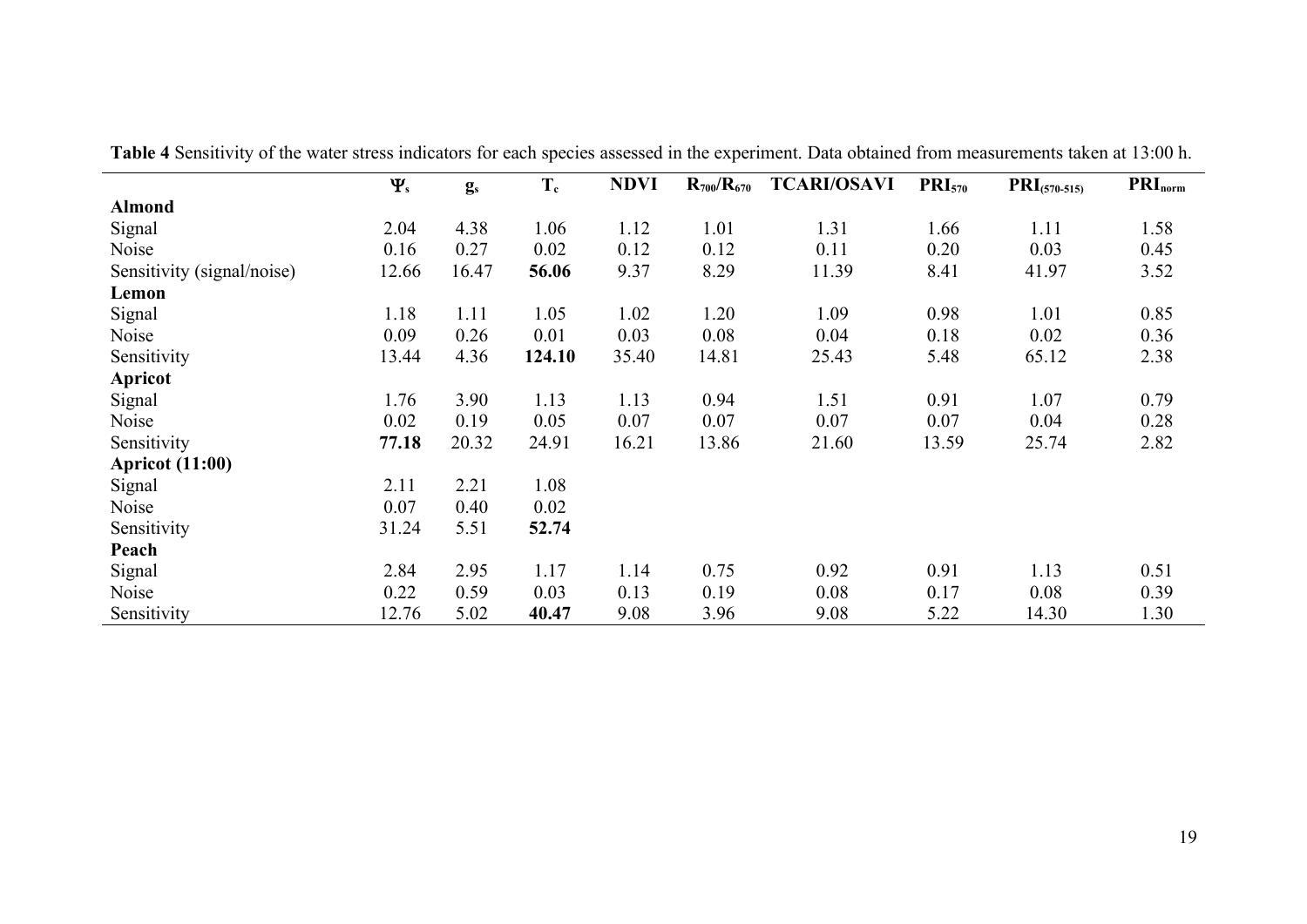**Table 4** Sensitivity of the water stress indicators for each species assessed in the experiment. Data obtained from measurements taken at 13:00 h.

| | $\Psi_s$ | $g_s$ | $T_c$ | NDVI | $R_{700}/R_{670}$ | TCARI/OSAVI | $PRI_{570}$ | $PRI_{(570-515)}$ | $PRI_{norm}$ |
|---|---|---|---|---|---|---|---|---|---|
| **Almond** | | | | | | | | | |
| Signal | 2.04 | 4.38 | 1.06 | 1.12 | 1.01 | 1.31 | 1.66 | 1.11 | 1.58 |
| Noise | 0.16 | 0.27 | 0.02 | 0.12 | 0.12 | 0.11 | 0.20 | 0.03 | 0.45 |
| Sensitivity (signal/noise) | 12.66 | 16.47 | **56.06** | 9.37 | 8.29 | 11.39 | 8.41 | 41.97 | 3.52 |
| **Lemon** | | | | | | | | | |
| Signal | 1.18 | 1.11 | 1.05 | 1.02 | 1.20 | 1.09 | 0.98 | 1.01 | 0.85 |
| Noise | 0.09 | 0.26 | 0.01 | 0.03 | 0.08 | 0.04 | 0.18 | 0.02 | 0.36 |
| Sensitivity | 13.44 | 4.36 | **124.10** | 35.40 | 14.81 | 25.43 | 5.48 | 65.12 | 2.38 |
| **Apricot** | | | | | | | | | |
| Signal | 1.76 | 3.90 | 1.13 | 1.13 | 0.94 | 1.51 | 0.91 | 1.07 | 0.79 |
| Noise | 0.02 | 0.19 | 0.05 | 0.07 | 0.07 | 0.07 | 0.07 | 0.04 | 0.28 |
| Sensitivity | **77.18** | 20.32 | 24.91 | 16.21 | 13.86 | 21.60 | 13.59 | 25.74 | 2.82 |
| **Apricot (11:00)** | | | | | | | | | |
| Signal | 2.11 | 2.21 | 1.08 | | | | | | |
| Noise | 0.07 | 0.40 | 0.02 | | | | | | |
| Sensitivity | 31.24 | 5.51 | **52.74** | | | | | | |
| **Peach** | | | | | | | | | |
| Signal | 2.84 | 2.95 | 1.17 | 1.14 | 0.75 | 0.92 | 0.91 | 1.13 | 0.51 |
| Noise | 0.22 | 0.59 | 0.03 | 0.13 | 0.19 | 0.08 | 0.17 | 0.08 | 0.39 |
| Sensitivity | 12.76 | 5.02 | **40.47** | 9.08 | 3.96 | 9.08 | 5.22 | 14.30 | 1.30 |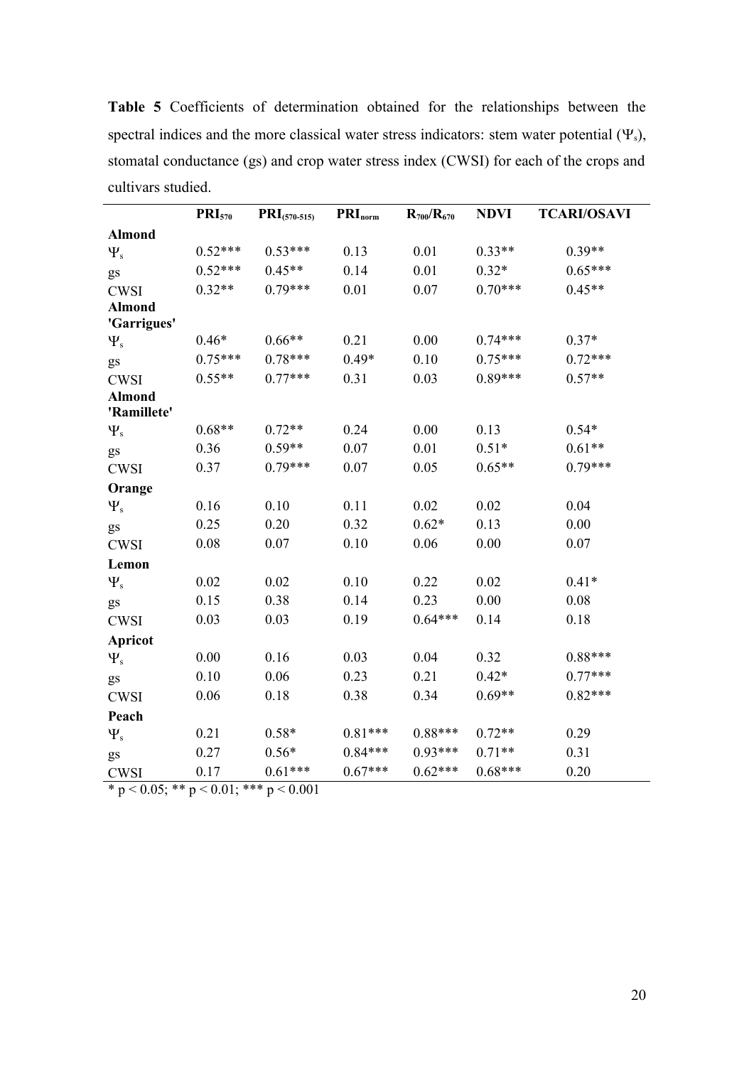**Table 5** Coefficients of determination obtained for the relationships between the spectral indices and the more classical water stress indicators: stem water potential ($\Psi_s$), stomatal conductance (gs) and crop water stress index (CWSI) for each of the crops and cultivars studied.

| | $PRI_{570}$ | $PRI_{(570-515)}$ | $PRI_{norm}$ | $R_{700}/R_{670}$ | NDVI | TCARI/OSAVI |
|---|---|---|---|---|---|---|
| **Almond** | | | | | | |
| $\Psi_s$ | 0.52*** | 0.53*** | 0.13 | 0.01 | 0.33** | 0.39** |
| gs | 0.52*** | 0.45** | 0.14 | 0.01 | 0.32* | 0.65*** |
| CWSI | 0.32** | 0.79*** | 0.01 | 0.07 | 0.70*** | 0.45** |
| **Almond 'Garrigues'** | | | | | | |
| $\Psi_s$ | 0.46* | 0.66** | 0.21 | 0.00 | 0.74*** | 0.37* |
| gs | 0.75*** | 0.78*** | 0.49* | 0.10 | 0.75*** | 0.72*** |
| CWSI | 0.55** | 0.77*** | 0.31 | 0.03 | 0.89*** | 0.57** |
| **Almond 'Ramillete'** | | | | | | |
| $\Psi_s$ | 0.68** | 0.72** | 0.24 | 0.00 | 0.13 | 0.54* |
| gs | 0.36 | 0.59** | 0.07 | 0.01 | 0.51* | 0.61** |
| CWSI | 0.37 | 0.79*** | 0.07 | 0.05 | 0.65** | 0.79*** |
| **Orange** | | | | | | |
| $\Psi_s$ | 0.16 | 0.10 | 0.11 | 0.02 | 0.02 | 0.04 |
| gs | 0.25 | 0.20 | 0.32 | 0.62* | 0.13 | 0.00 |
| CWSI | 0.08 | 0.07 | 0.10 | 0.06 | 0.00 | 0.07 |
| **Lemon** | | | | | | |
| $\Psi_s$ | 0.02 | 0.02 | 0.10 | 0.22 | 0.02 | 0.41* |
| gs | 0.15 | 0.38 | 0.14 | 0.23 | 0.00 | 0.08 |
| CWSI | 0.03 | 0.03 | 0.19 | 0.64*** | 0.14 | 0.18 |
| **Apricot** | | | | | | |
| $\Psi_s$ | 0.00 | 0.16 | 0.03 | 0.04 | 0.32 | 0.88*** |
| gs | 0.10 | 0.06 | 0.23 | 0.21 | 0.42* | 0.77*** |
| CWSI | 0.06 | 0.18 | 0.38 | 0.34 | 0.69** | 0.82*** |
| **Peach** | | | | | | |
| $\Psi_s$ | 0.21 | 0.58* | 0.81*** | 0.88*** | 0.72** | 0.29 |
| gs | 0.27 | 0.56* | 0.84*** | 0.93*** | 0.71** | 0.31 |
| CWSI | 0.17 | 0.61*** | 0.67*** | 0.62*** | 0.68*** | 0.20 |

* $p < 0.05$; ** $p < 0.01$; *** $p < 0.001$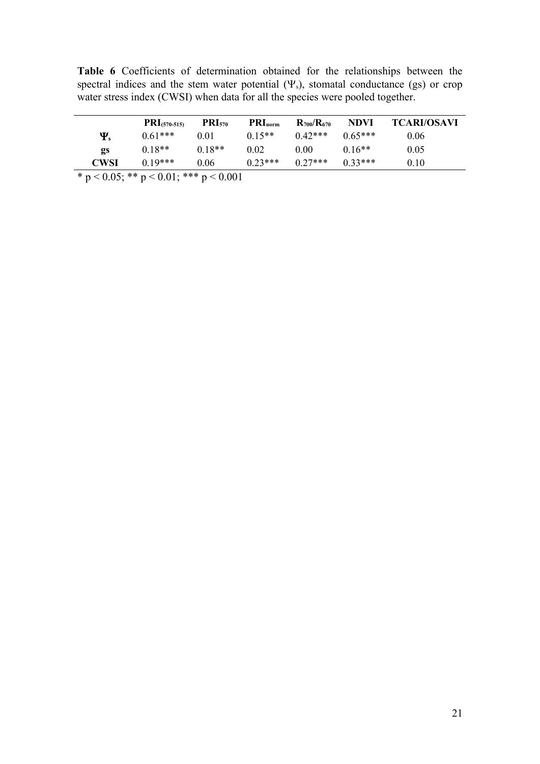**Table 6** Coefficients of determination obtained for the relationships between the spectral indices and the stem water potential ($\Psi_s$), stomatal conductance (gs) or crop water stress index (CWSI) when data for all the species were pooled together.

| | $PRI_{(570-515)}$ | $PRI_{570}$ | $PRI_{norm}$ | $R_{700}/R_{670}$ | NDVI | TCARI/OSAVI |
|---|---|---|---|---|---|---|
| $\Psi_s$ | 0.61*** | 0.01 | 0.15** | 0.42*** | 0.65*** | 0.06 |
| gs | 0.18** | 0.18** | 0.02 | 0.00 | 0.16** | 0.05 |
| CWSI | 0.19*** | 0.06 | 0.23*** | 0.27*** | 0.33*** | 0.10 |

* $p < 0.05$; ** $p < 0.01$; *** $p < 0.001$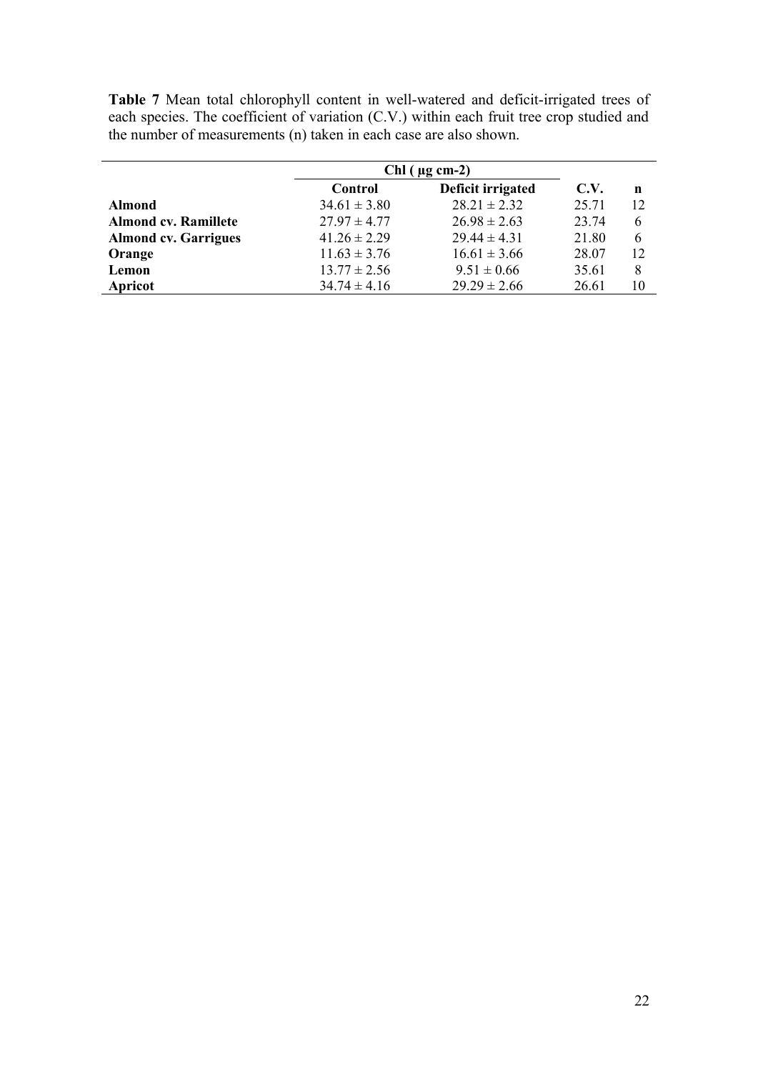**Table 7** Mean total chlorophyll content in well-watered and deficit-irrigated trees of each species. The coefficient of variation (C.V.) within each fruit tree crop studied and the number of measurements (n) taken in each case are also shown.

| | Chl ( µg cm-2) | | | |
|---|---|---|---|---|
| | **Control** | **Deficit irrigated** | **C.V.** | **n** |
| **Almond** | 34.61 ± 3.80 | 28.21 ± 2.32 | 25.71 | 12 |
| **Almond cv. Ramillete** | 27.97 ± 4.77 | 26.98 ± 2.63 | 23.74 | 6 |
| **Almond cv. Garrigues** | 41.26 ± 2.29 | 29.44 ± 4.31 | 21.80 | 6 |
| **Orange** | 11.63 ± 3.76 | 16.61 ± 3.66 | 28.07 | 12 |
| **Lemon** | 13.77 ± 2.56 | 9.51 ± 0.66 | 35.61 | 8 |
| **Apricot** | 34.74 ± 4.16 | 29.29 ± 2.66 | 26.61 | 10 |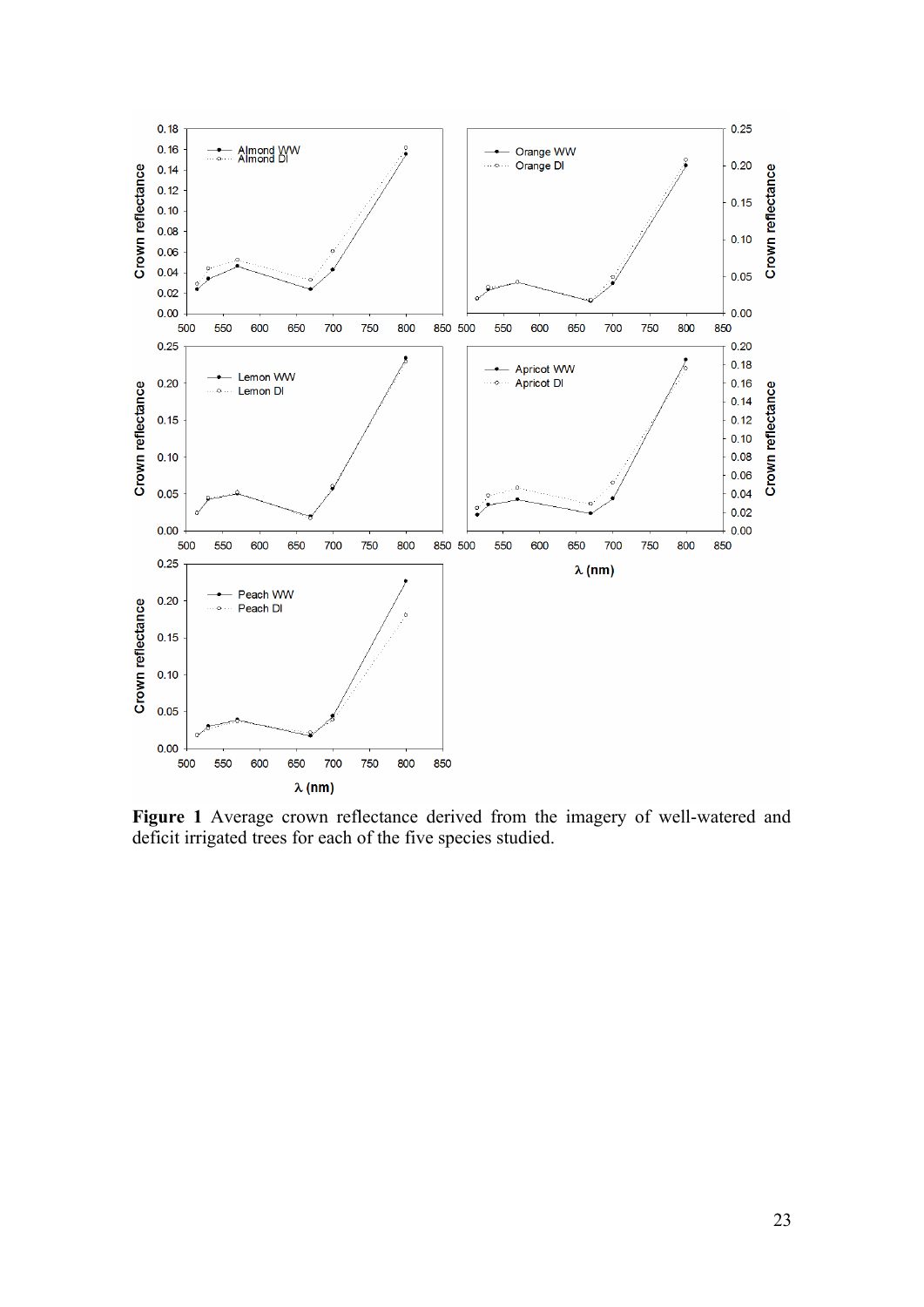**Figure 1** Average crown reflectance derived from the imagery of well-watered and deficit irrigated trees for each of the five species studied.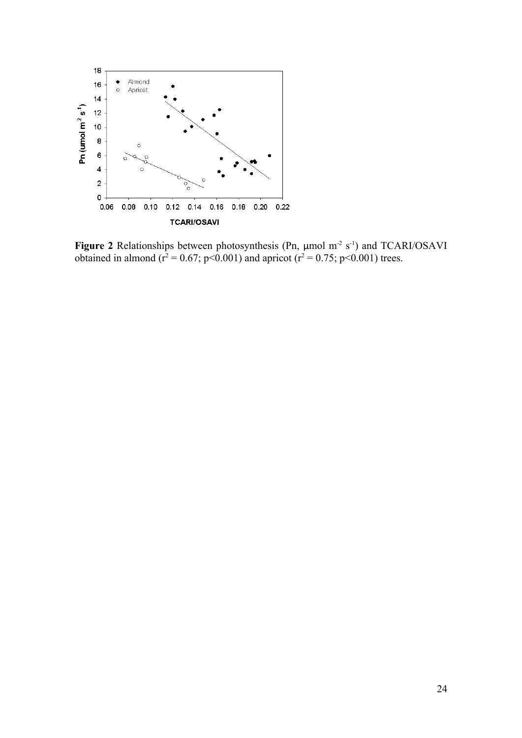**Figure 2** Relationships between photosynthesis (Pn, μmol $m^{-2}$ $s^{-1}$) and TCARI/OSAVI obtained in almond ($r^2 = 0.67$; $p<0.001$) and apricot ($r^2 = 0.75$; $p<0.001$) trees.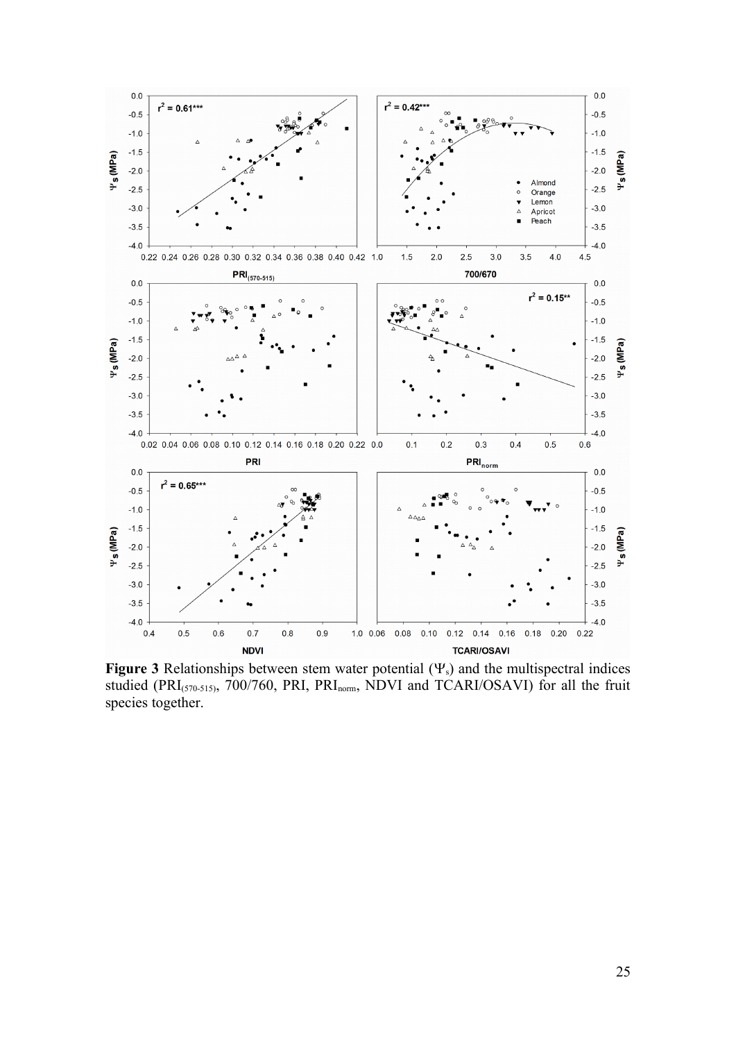**Figure 3** Relationships between stem water potential ($\Psi_s$) and the multispectral indices studied ($PRI_{(570-515)}$, 700/760, PRI, $PRI_{norm}$, NDVI and TCARI/OSAVI) for all the fruit species together.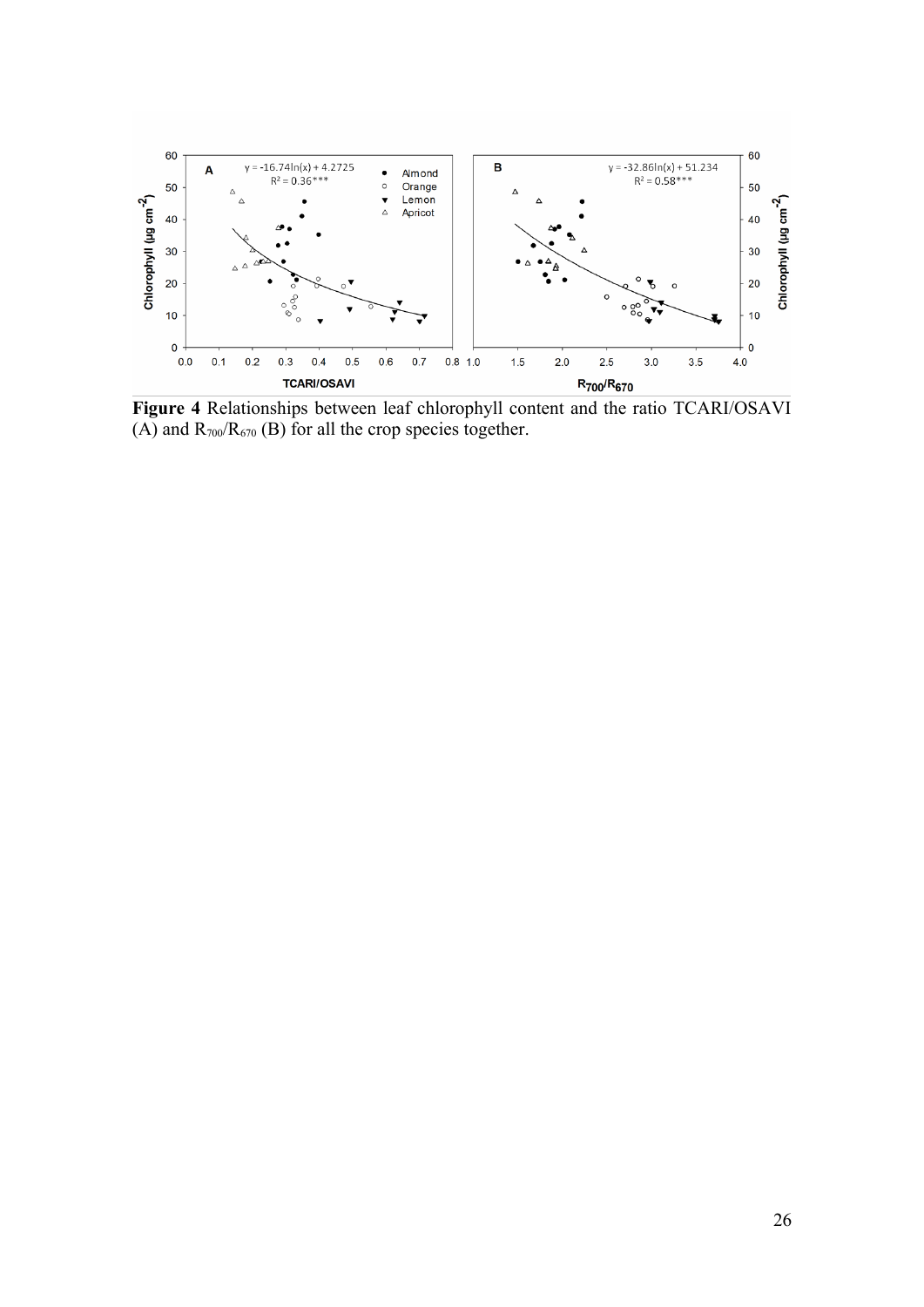A

$y = -16.74\ln(x) + 4.2725$

$R^2 = 0.36$***

Almond

Orange

Lemon

Apricot

Chlorophyll (µg cm$^{-2}$)

TCARI/OSAVI

B

$y = -32.86\ln(x) + 51.234$

$R^2 = 0.58$***

Chlorophyll (µg cm$^{-2}$)

$R_{700}/R_{670}$

**Figure 4** Relationships between leaf chlorophyll content and the ratio TCARI/OSAVI (A) and $R_{700}/R_{670}$ (B) for all the crop species together.